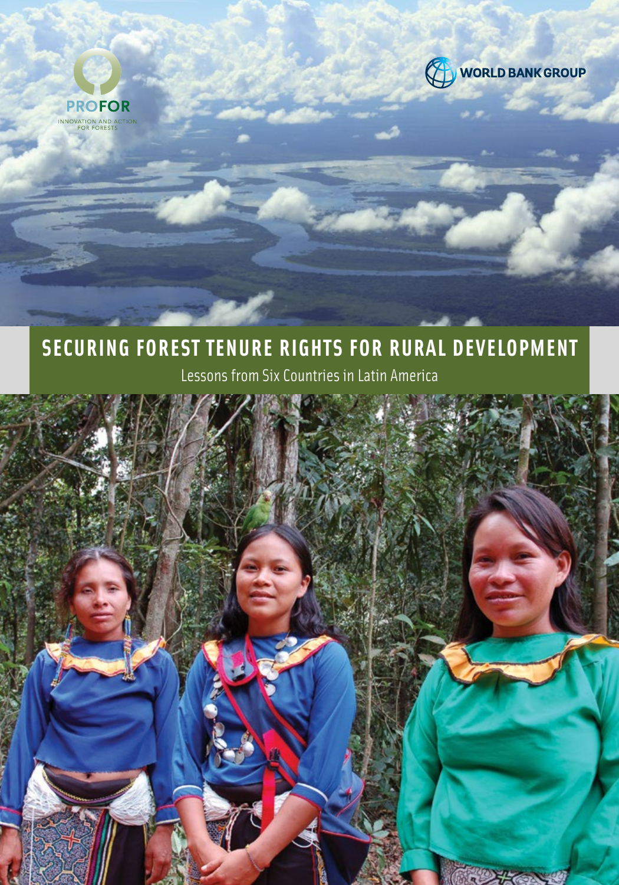PROFOR

INNOVATION AND ACTION FOR FORESTS

WORLD BANK GROUP

# SECURING FOREST TENURE RIGHTS FOR RURAL DEVELOPMENT

Lessons from Six Countries in Latin America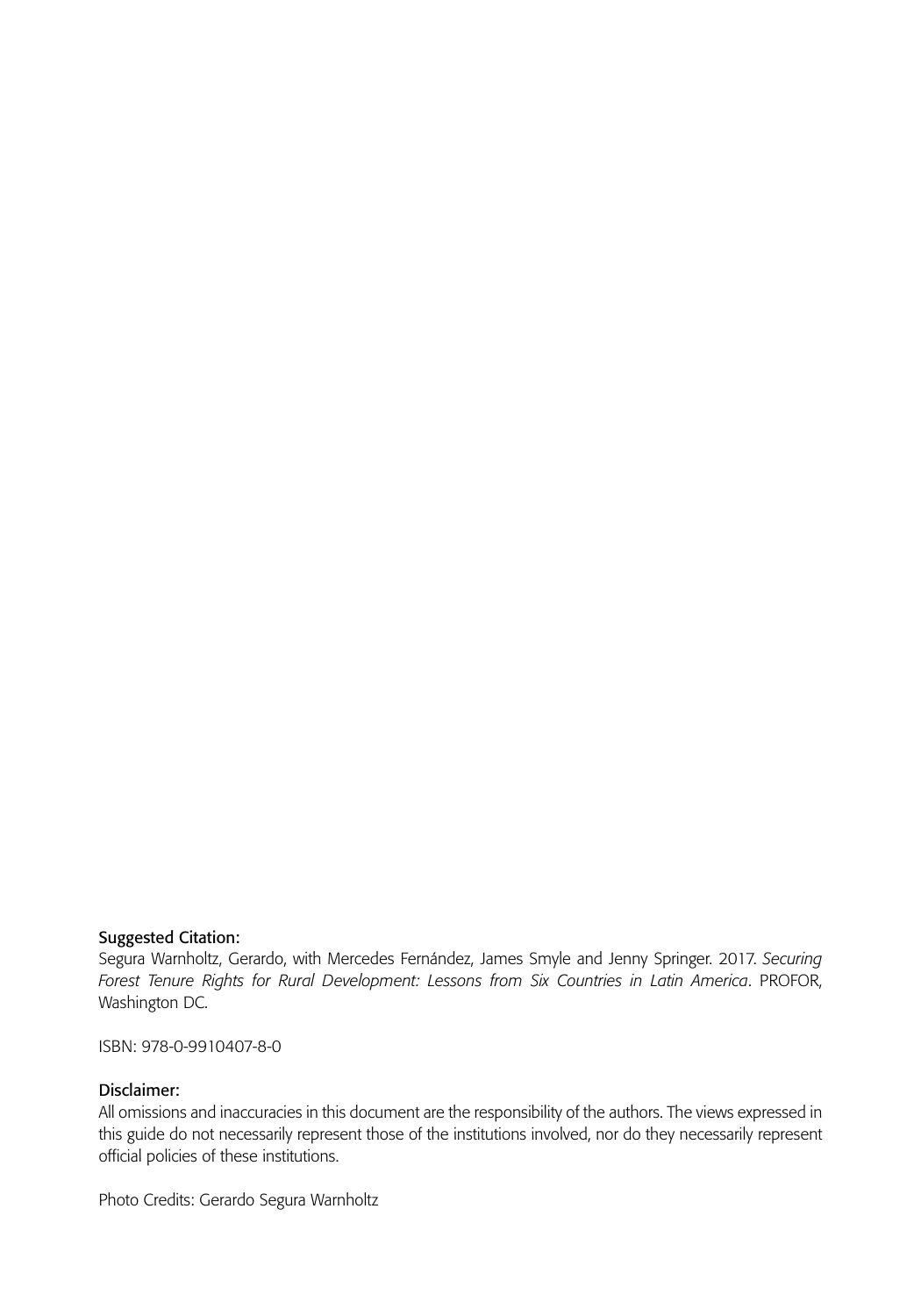**Suggested Citation:**

Segura Warnholtz, Gerardo, with Mercedes Fernández, James Smyle and Jenny Springer. 2017. *Securing Forest Tenure Rights for Rural Development: Lessons from Six Countries in Latin America*. PROFOR, Washington DC.

ISBN: 978-0-9910407-8-0

**Disclaimer:**

All omissions and inaccuracies in this document are the responsibility of the authors. The views expressed in this guide do not necessarily represent those of the institutions involved, nor do they necessarily represent official policies of these institutions.

Photo Credits: Gerardo Segura Warnholtz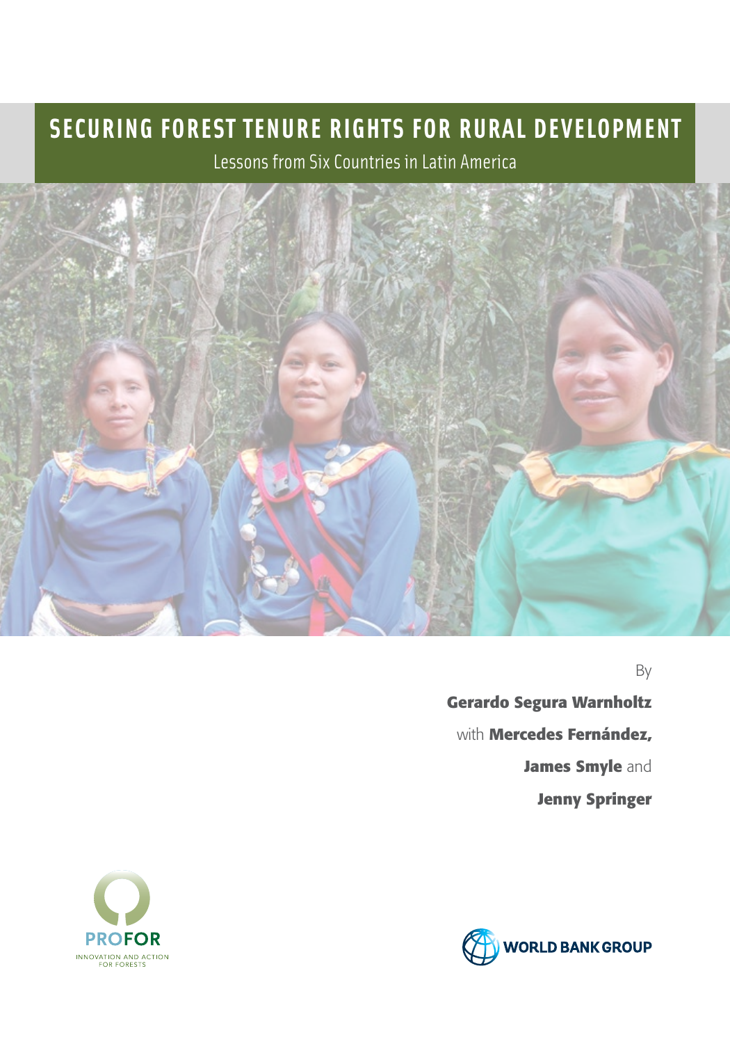# SECURING FOREST TENURE RIGHTS FOR RURAL DEVELOPMENT

Lessons from Six Countries in Latin America

By

**Gerardo Segura Warnholtz**

with **Mercedes Fernández,**

**James Smyle** and

**Jenny Springer**

PROFOR

INNOVATION AND ACTION FOR FORESTS

WORLD BANK GROUP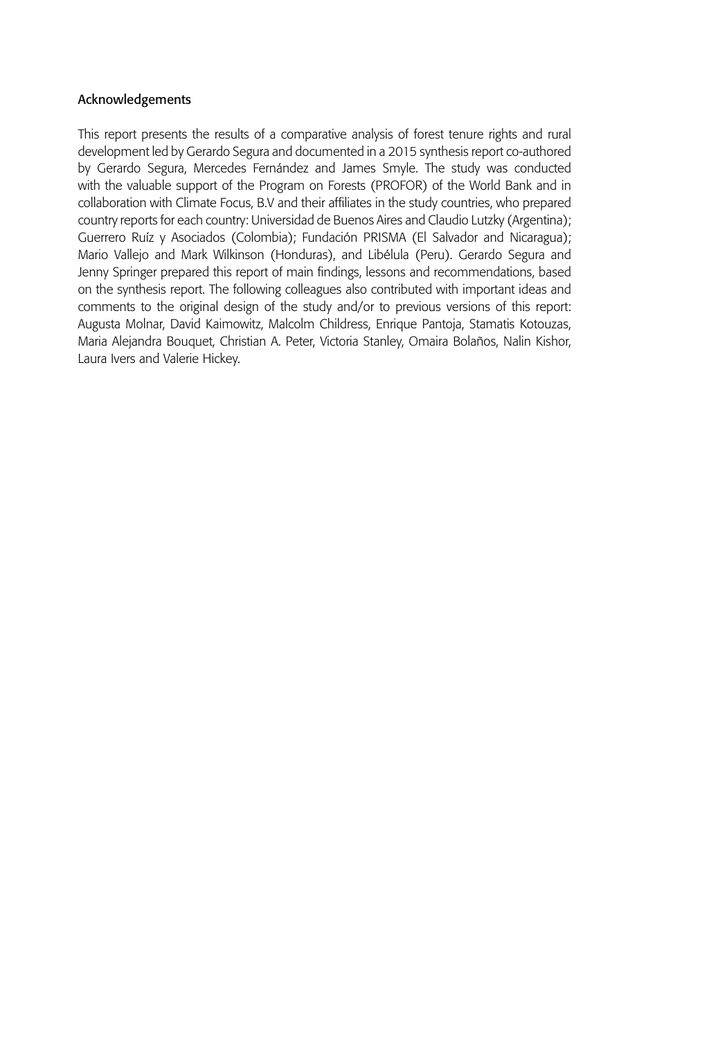## Acknowledgements

This report presents the results of a comparative analysis of forest tenure rights and rural development led by Gerardo Segura and documented in a 2015 synthesis report co-authored by Gerardo Segura, Mercedes Fernández and James Smyle. The study was conducted with the valuable support of the Program on Forests (PROFOR) of the World Bank and in collaboration with Climate Focus, B.V and their affiliates in the study countries, who prepared country reports for each country: Universidad de Buenos Aires and Claudio Lutzky (Argentina); Guerrero Ruíz y Asociados (Colombia); Fundación PRISMA (El Salvador and Nicaragua); Mario Vallejo and Mark Wilkinson (Honduras), and Libélula (Peru). Gerardo Segura and Jenny Springer prepared this report of main findings, lessons and recommendations, based on the synthesis report. The following colleagues also contributed with important ideas and comments to the original design of the study and/or to previous versions of this report: Augusta Molnar, David Kaimowitz, Malcolm Childress, Enrique Pantoja, Stamatis Kotouzas, Maria Alejandra Bouquet, Christian A. Peter, Victoria Stanley, Omaira Bolaños, Nalin Kishor, Laura Ivers and Valerie Hickey.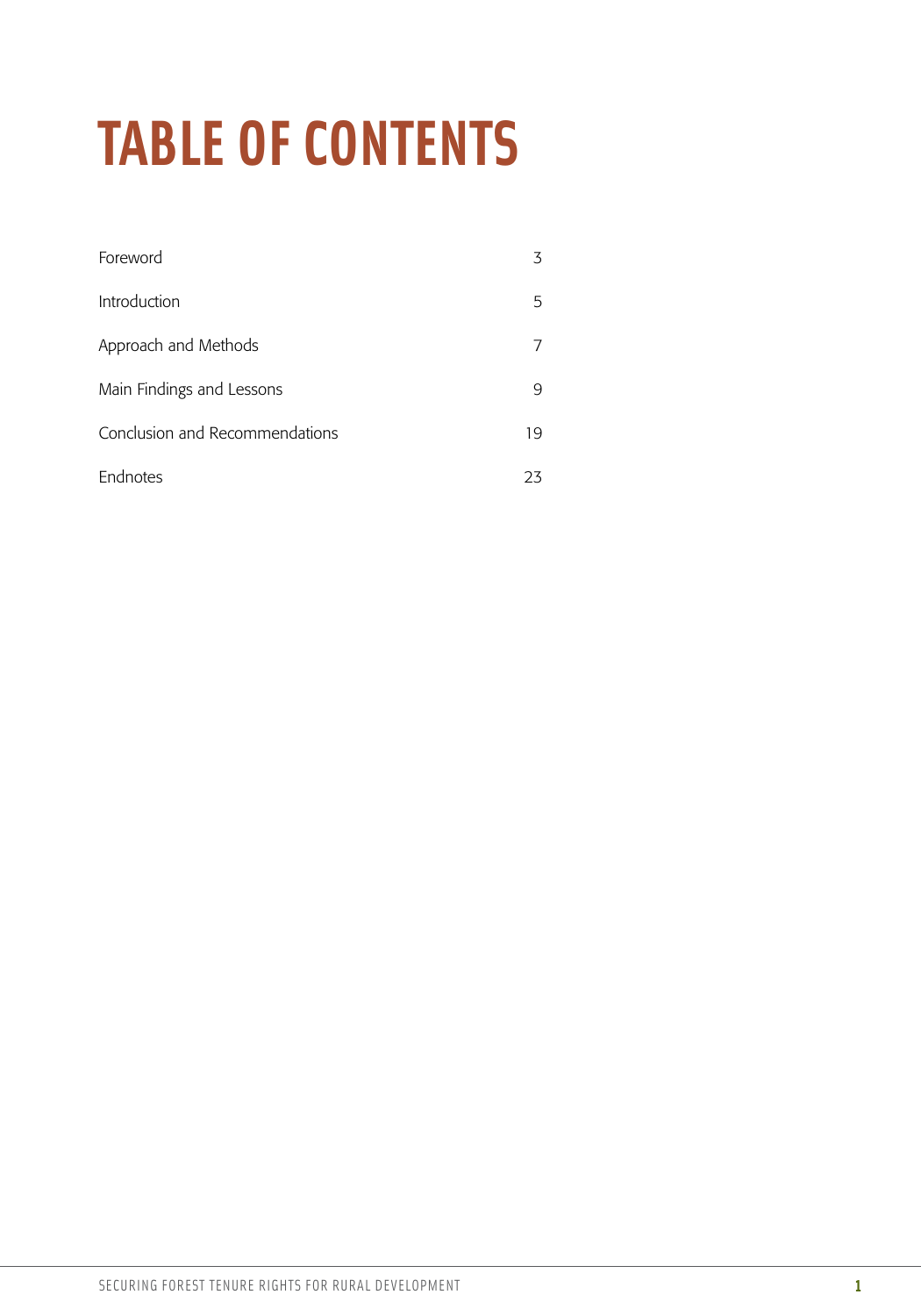# TABLE OF CONTENTS

| | |
|---|---|
| Foreword | 3 |
| Introduction | 5 |
| Approach and Methods | 7 |
| Main Findings and Lessons | 9 |
| Conclusion and Recommendations | 19 |
| Endnotes | 23 |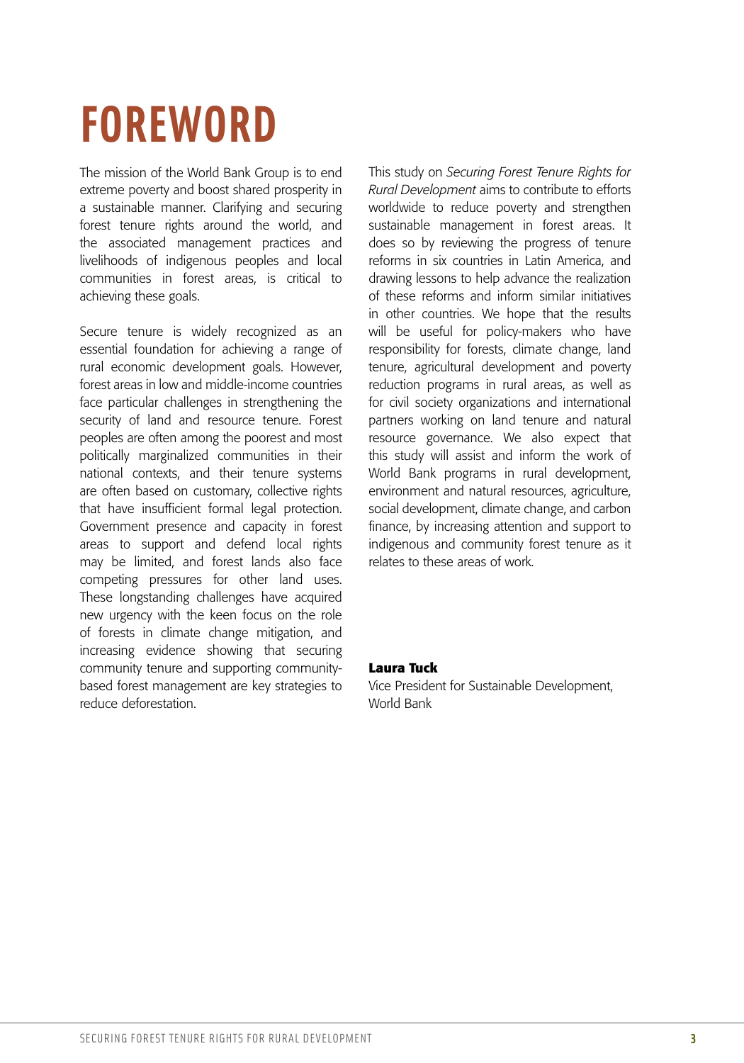# FOREWORD

The mission of the World Bank Group is to end extreme poverty and boost shared prosperity in a sustainable manner. Clarifying and securing forest tenure rights around the world, and the associated management practices and livelihoods of indigenous peoples and local communities in forest areas, is critical to achieving these goals.

Secure tenure is widely recognized as an essential foundation for achieving a range of rural economic development goals. However, forest areas in low and middle-income countries face particular challenges in strengthening the security of land and resource tenure. Forest peoples are often among the poorest and most politically marginalized communities in their national contexts, and their tenure systems are often based on customary, collective rights that have insufficient formal legal protection. Government presence and capacity in forest areas to support and defend local rights may be limited, and forest lands also face competing pressures for other land uses. These longstanding challenges have acquired new urgency with the keen focus on the role of forests in climate change mitigation, and increasing evidence showing that securing community tenure and supporting community-based forest management are key strategies to reduce deforestation.

This study on *Securing Forest Tenure Rights for Rural Development* aims to contribute to efforts worldwide to reduce poverty and strengthen sustainable management in forest areas. It does so by reviewing the progress of tenure reforms in six countries in Latin America, and drawing lessons to help advance the realization of these reforms and inform similar initiatives in other countries. We hope that the results will be useful for policy-makers who have responsibility for forests, climate change, land tenure, agricultural development and poverty reduction programs in rural areas, as well as for civil society organizations and international partners working on land tenure and natural resource governance. We also expect that this study will assist and inform the work of World Bank programs in rural development, environment and natural resources, agriculture, social development, climate change, and carbon finance, by increasing attention and support to indigenous and community forest tenure as it relates to these areas of work.

**Laura Tuck**
Vice President for Sustainable Development,
World Bank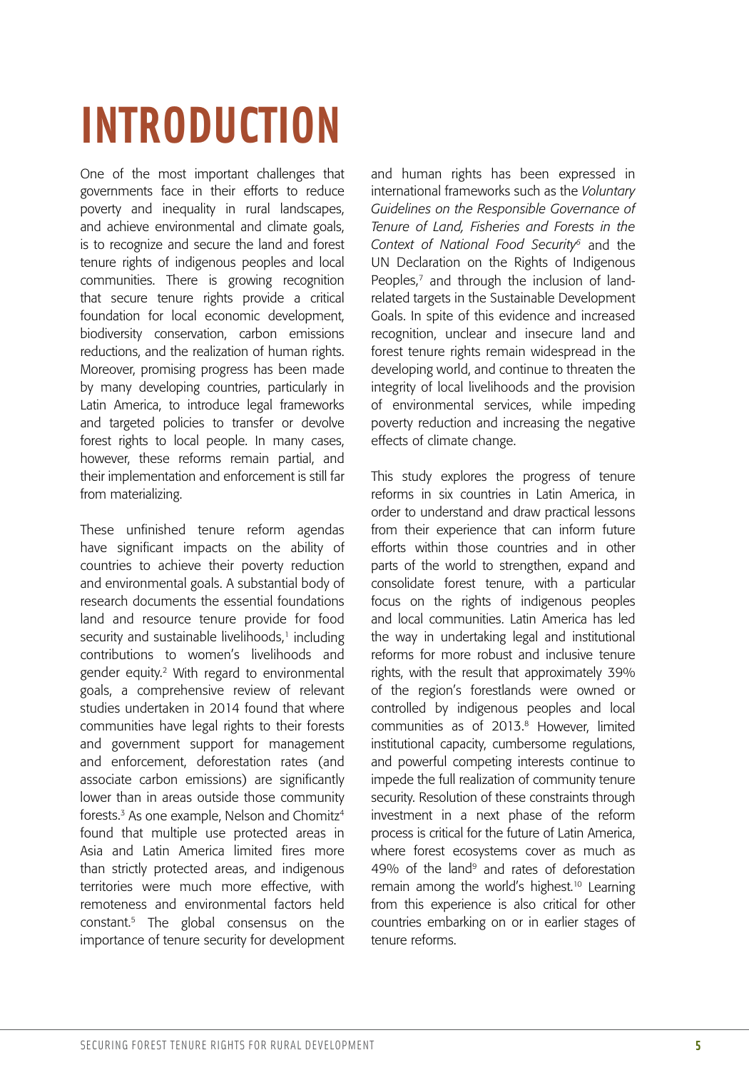# INTRODUCTION

One of the most important challenges that governments face in their efforts to reduce poverty and inequality in rural landscapes, and achieve environmental and climate goals, is to recognize and secure the land and forest tenure rights of indigenous peoples and local communities. There is growing recognition that secure tenure rights provide a critical foundation for local economic development, biodiversity conservation, carbon emissions reductions, and the realization of human rights. Moreover, promising progress has been made by many developing countries, particularly in Latin America, to introduce legal frameworks and targeted policies to transfer or devolve forest rights to local people. In many cases, however, these reforms remain partial, and their implementation and enforcement is still far from materializing.

These unfinished tenure reform agendas have significant impacts on the ability of countries to achieve their poverty reduction and environmental goals. A substantial body of research documents the essential foundations land and resource tenure provide for food security and sustainable livelihoods,[1] including contributions to women's livelihoods and gender equity.[2] With regard to environmental goals, a comprehensive review of relevant studies undertaken in 2014 found that where communities have legal rights to their forests and government support for management and enforcement, deforestation rates (and associate carbon emissions) are significantly lower than in areas outside those community forests.[3] As one example, Nelson and Chomitz[4] found that multiple use protected areas in Asia and Latin America limited fires more than strictly protected areas, and indigenous territories were much more effective, with remoteness and environmental factors held constant.[5] The global consensus on the importance of tenure security for development and human rights has been expressed in international frameworks such as the *Voluntary Guidelines on the Responsible Governance of Tenure of Land, Fisheries and Forests in the Context of National Food Security*[6] and the UN Declaration on the Rights of Indigenous Peoples,[7] and through the inclusion of land-related targets in the Sustainable Development Goals. In spite of this evidence and increased recognition, unclear and insecure land and forest tenure rights remain widespread in the developing world, and continue to threaten the integrity of local livelihoods and the provision of environmental services, while impeding poverty reduction and increasing the negative effects of climate change.

This study explores the progress of tenure reforms in six countries in Latin America, in order to understand and draw practical lessons from their experience that can inform future efforts within those countries and in other parts of the world to strengthen, expand and consolidate forest tenure, with a particular focus on the rights of indigenous peoples and local communities. Latin America has led the way in undertaking legal and institutional reforms for more robust and inclusive tenure rights, with the result that approximately 39% of the region's forestlands were owned or controlled by indigenous peoples and local communities as of 2013.[8] However, limited institutional capacity, cumbersome regulations, and powerful competing interests continue to impede the full realization of community tenure security. Resolution of these constraints through investment in a next phase of the reform process is critical for the future of Latin America, where forest ecosystems cover as much as 49% of the land[9] and rates of deforestation remain among the world's highest.[10] Learning from this experience is also critical for other countries embarking on or in earlier stages of tenure reforms.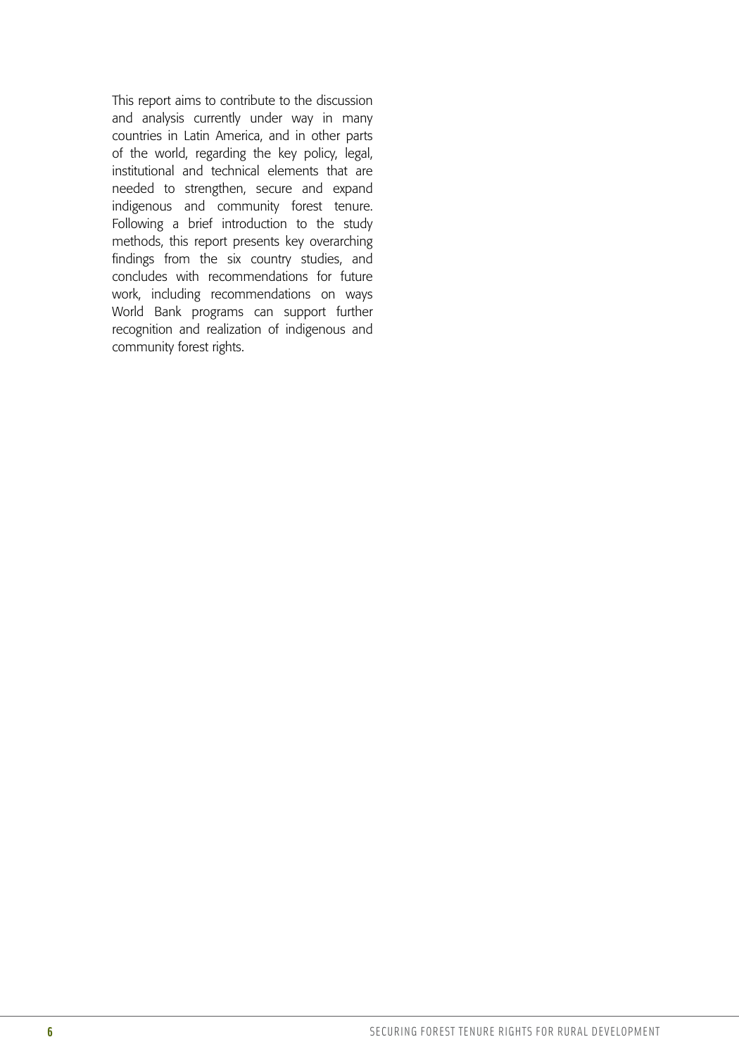This report aims to contribute to the discussion and analysis currently under way in many countries in Latin America, and in other parts of the world, regarding the key policy, legal, institutional and technical elements that are needed to strengthen, secure and expand indigenous and community forest tenure. Following a brief introduction to the study methods, this report presents key overarching findings from the six country studies, and concludes with recommendations for future work, including recommendations on ways World Bank programs can support further recognition and realization of indigenous and community forest rights.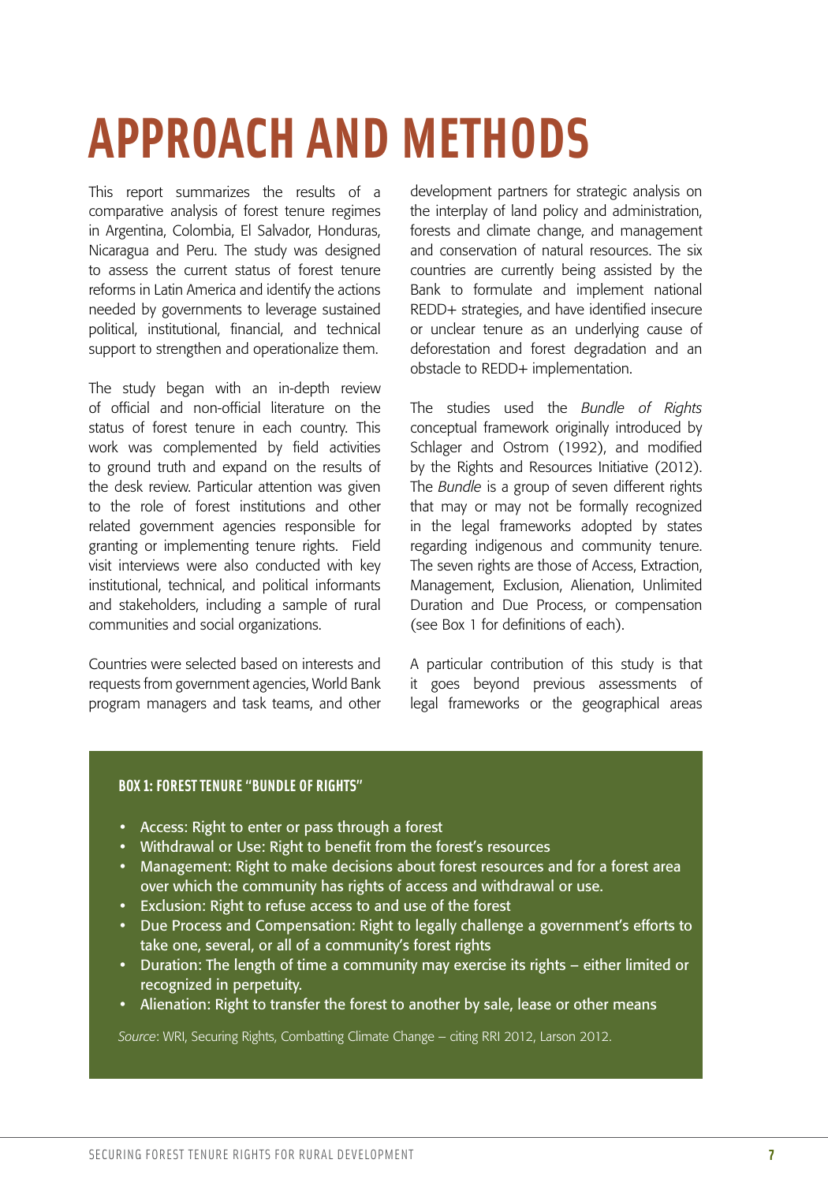# APPROACH AND METHODS

This report summarizes the results of a comparative analysis of forest tenure regimes in Argentina, Colombia, El Salvador, Honduras, Nicaragua and Peru. The study was designed to assess the current status of forest tenure reforms in Latin America and identify the actions needed by governments to leverage sustained political, institutional, financial, and technical support to strengthen and operationalize them.

The study began with an in-depth review of official and non-official literature on the status of forest tenure in each country. This work was complemented by field activities to ground truth and expand on the results of the desk review. Particular attention was given to the role of forest institutions and other related government agencies responsible for granting or implementing tenure rights. Field visit interviews were also conducted with key institutional, technical, and political informants and stakeholders, including a sample of rural communities and social organizations.

Countries were selected based on interests and requests from government agencies, World Bank program managers and task teams, and other development partners for strategic analysis on the interplay of land policy and administration, forests and climate change, and management and conservation of natural resources. The six countries are currently being assisted by the Bank to formulate and implement national REDD+ strategies, and have identified insecure or unclear tenure as an underlying cause of deforestation and forest degradation and an obstacle to REDD+ implementation.

The studies used the *Bundle of Rights* conceptual framework originally introduced by Schlager and Ostrom (1992), and modified by the Rights and Resources Initiative (2012). The *Bundle* is a group of seven different rights that may or may not be formally recognized in the legal frameworks adopted by states regarding indigenous and community tenure. The seven rights are those of Access, Extraction, Management, Exclusion, Alienation, Unlimited Duration and Due Process, or compensation (see Box 1 for definitions of each).

A particular contribution of this study is that it goes beyond previous assessments of legal frameworks or the geographical areas

**BOX 1: FOREST TENURE "BUNDLE OF RIGHTS"**

- Access: Right to enter or pass through a forest
- Withdrawal or Use: Right to benefit from the forest's resources
- Management: Right to make decisions about forest resources and for a forest area over which the community has rights of access and withdrawal or use.
- Exclusion: Right to refuse access to and use of the forest
- Due Process and Compensation: Right to legally challenge a government's efforts to take one, several, or all of a community's forest rights
- Duration: The length of time a community may exercise its rights – either limited or recognized in perpetuity.
- Alienation: Right to transfer the forest to another by sale, lease or other means

*Source*: WRI, Securing Rights, Combatting Climate Change – citing RRI 2012, Larson 2012.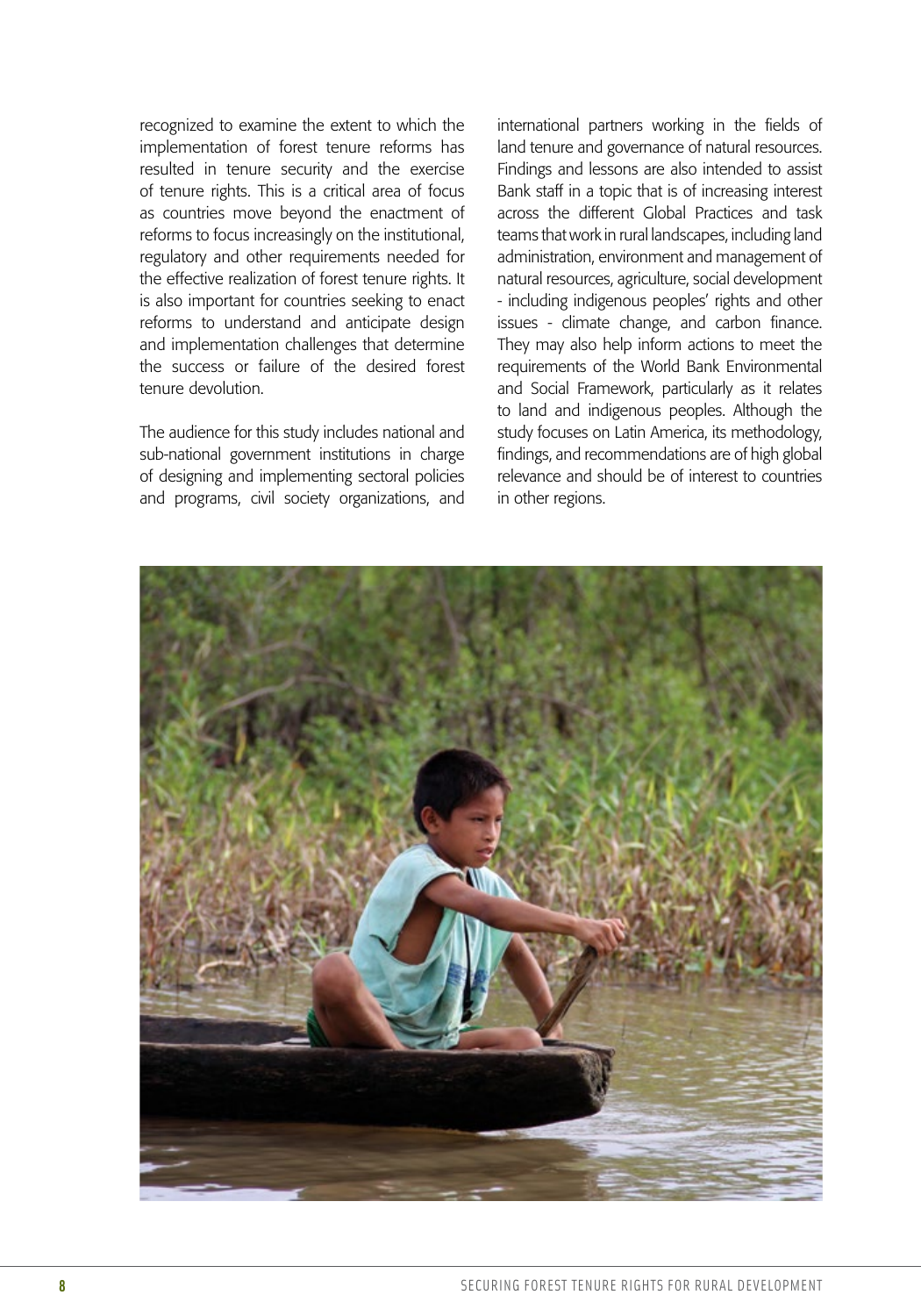recognized to examine the extent to which the implementation of forest tenure reforms has resulted in tenure security and the exercise of tenure rights. This is a critical area of focus as countries move beyond the enactment of reforms to focus increasingly on the institutional, regulatory and other requirements needed for the effective realization of forest tenure rights. It is also important for countries seeking to enact reforms to understand and anticipate design and implementation challenges that determine the success or failure of the desired forest tenure devolution.

The audience for this study includes national and sub-national government institutions in charge of designing and implementing sectoral policies and programs, civil society organizations, and international partners working in the fields of land tenure and governance of natural resources. Findings and lessons are also intended to assist Bank staff in a topic that is of increasing interest across the different Global Practices and task teams that work in rural landscapes, including land administration, environment and management of natural resources, agriculture, social development - including indigenous peoples' rights and other issues - climate change, and carbon finance. They may also help inform actions to meet the requirements of the World Bank Environmental and Social Framework, particularly as it relates to land and indigenous peoples. Although the study focuses on Latin America, its methodology, findings, and recommendations are of high global relevance and should be of interest to countries in other regions.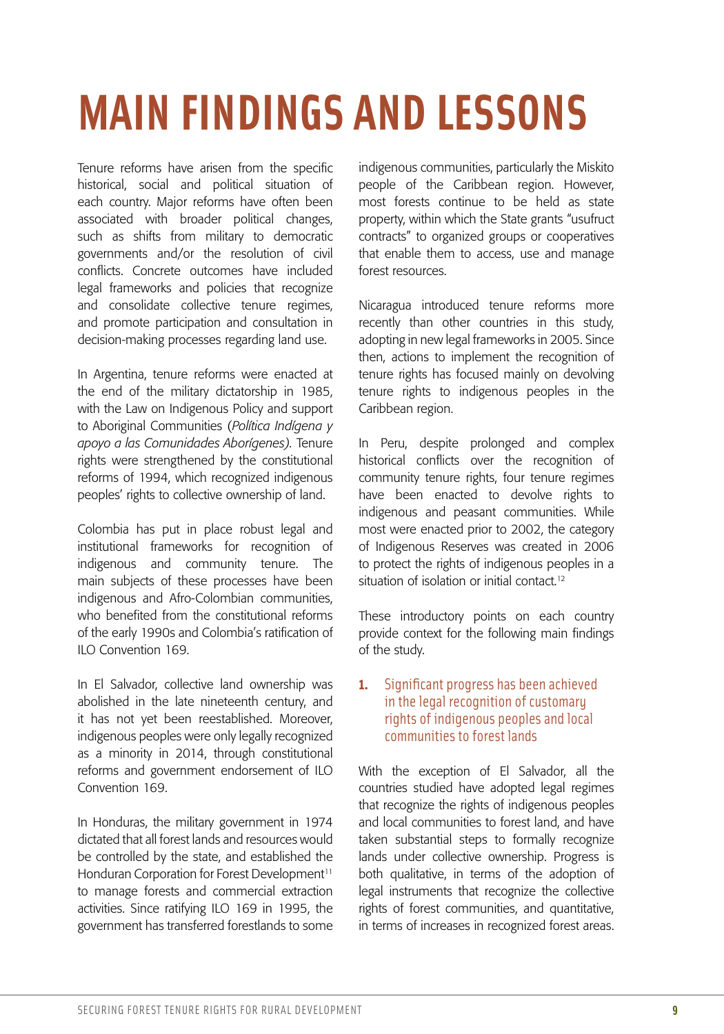# MAIN FINDINGS AND LESSONS

Tenure reforms have arisen from the specific historical, social and political situation of each country. Major reforms have often been associated with broader political changes, such as shifts from military to democratic governments and/or the resolution of civil conflicts. Concrete outcomes have included legal frameworks and policies that recognize and consolidate collective tenure regimes, and promote participation and consultation in decision-making processes regarding land use.

In Argentina, tenure reforms were enacted at the end of the military dictatorship in 1985, with the Law on Indigenous Policy and support to Aboriginal Communities (*Política Indígena y apoyo a las Comunidades Aborígenes).* Tenure rights were strengthened by the constitutional reforms of 1994, which recognized indigenous peoples' rights to collective ownership of land.

Colombia has put in place robust legal and institutional frameworks for recognition of indigenous and community tenure. The main subjects of these processes have been indigenous and Afro-Colombian communities, who benefited from the constitutional reforms of the early 1990s and Colombia's ratification of ILO Convention 169.

In El Salvador, collective land ownership was abolished in the late nineteenth century, and it has not yet been reestablished. Moreover, indigenous peoples were only legally recognized as a minority in 2014, through constitutional reforms and government endorsement of ILO Convention 169.

In Honduras, the military government in 1974 dictated that all forest lands and resources would be controlled by the state, and established the Honduran Corporation for Forest Development[11] to manage forests and commercial extraction activities. Since ratifying ILO 169 in 1995, the government has transferred forestlands to some indigenous communities, particularly the Miskito people of the Caribbean region. However, most forests continue to be held as state property, within which the State grants "usufruct contracts" to organized groups or cooperatives that enable them to access, use and manage forest resources.

Nicaragua introduced tenure reforms more recently than other countries in this study, adopting in new legal frameworks in 2005. Since then, actions to implement the recognition of tenure rights has focused mainly on devolving tenure rights to indigenous peoples in the Caribbean region.

In Peru, despite prolonged and complex historical conflicts over the recognition of community tenure rights, four tenure regimes have been enacted to devolve rights to indigenous and peasant communities. While most were enacted prior to 2002, the category of Indigenous Reserves was created in 2006 to protect the rights of indigenous peoples in a situation of isolation or initial contact.[12]

These introductory points on each country provide context for the following main findings of the study.

### 1. Significant progress has been achieved in the legal recognition of customary rights of indigenous peoples and local communities to forest lands

With the exception of El Salvador, all the countries studied have adopted legal regimes that recognize the rights of indigenous peoples and local communities to forest land, and have taken substantial steps to formally recognize lands under collective ownership. Progress is both qualitative, in terms of the adoption of legal instruments that recognize the collective rights of forest communities, and quantitative, in terms of increases in recognized forest areas.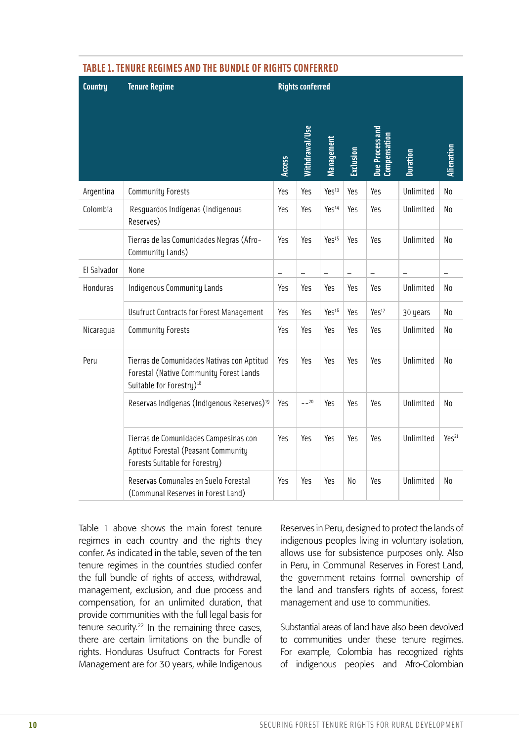### TABLE 1. TENURE REGIMES AND THE BUNDLE OF RIGHTS CONFERRED

| Country | Tenure Regime | Rights conferred | | | | | | |
|---|---|---|---|---|---|---|---|---|
| | | Access | Withdrawal/Use | Management | Exclusion | Due Process and Compensation | Duration | Alienation |
| Argentina | Community Forests | Yes | Yes | Yes[13] | Yes | Yes | Unlimited | No |
| Colombia | Resguardos Indígenas (Indigenous Reserves) | Yes | Yes | Yes[14] | Yes | Yes | Unlimited | No |
| | Tierras de las Comunidades Negras (Afro-Community Lands) | Yes | Yes | Yes[15] | Yes | Yes | Unlimited | No |
| El Salvador | None | – | – | – | – | – | – | – |
| Honduras | Indigenous Community Lands | Yes | Yes | Yes | Yes | Yes | Unlimited | No |
| | Usufruct Contracts for Forest Management | Yes | Yes | Yes[16] | Yes | Yes[17] | 30 years | No |
| Nicaragua | Community Forests | Yes | Yes | Yes | Yes | Yes | Unlimited | No |
| Peru | Tierras de Comunidades Nativas con Aptitud Forestal (Native Community Forest Lands Suitable for Forestry)[18] | Yes | Yes | Yes | Yes | Yes | Unlimited | No |
| | Reservas Indígenas (Indigenous Reserves)[19] | Yes | --[20] | Yes | Yes | Yes | Unlimited | No |
| | Tierras de Comunidades Campesinas con Aptitud Forestal (Peasant Community Forests Suitable for Forestry) | Yes | Yes | Yes | Yes | Yes | Unlimited | Yes[21] |
| | Reservas Comunales en Suelo Forestal (Communal Reserves in Forest Land) | Yes | Yes | Yes | No | Yes | Unlimited | No |

Table 1 above shows the main forest tenure regimes in each country and the rights they confer. As indicated in the table, seven of the ten tenure regimes in the countries studied confer the full bundle of rights of access, withdrawal, management, exclusion, and due process and compensation, for an unlimited duration, that provide communities with the full legal basis for tenure security.[22] In the remaining three cases, there are certain limitations on the bundle of rights. Honduras Usufruct Contracts for Forest Management are for 30 years, while Indigenous Reserves in Peru, designed to protect the lands of indigenous peoples living in voluntary isolation, allows use for subsistence purposes only. Also in Peru, in Communal Reserves in Forest Land, the government retains formal ownership of the land and transfers rights of access, forest management and use to communities.

Substantial areas of land have also been devolved to communities under these tenure regimes. For example, Colombia has recognized rights of indigenous peoples and Afro-Colombian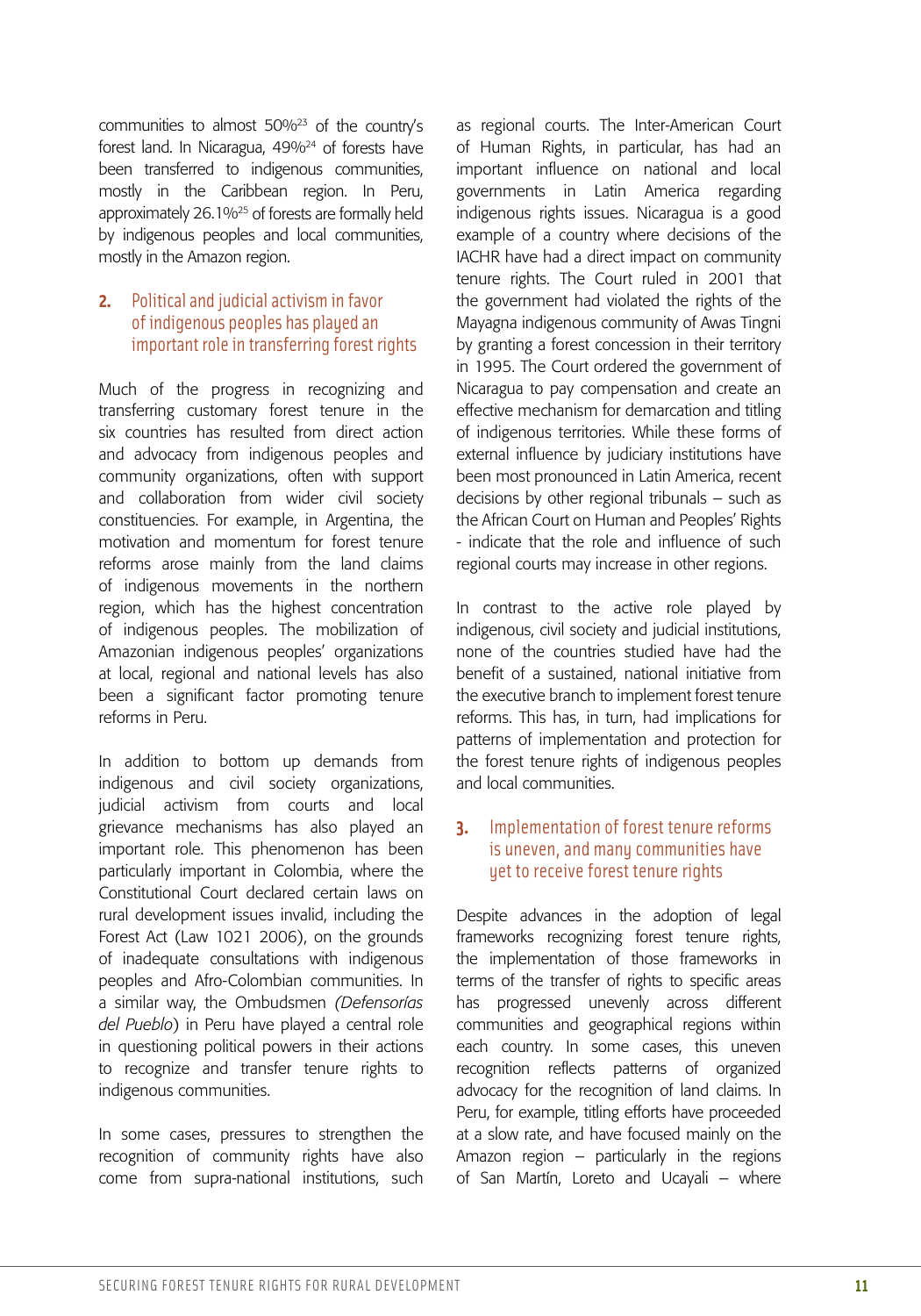communities to almost 50%[23] of the country's forest land. In Nicaragua, 49%[24] of forests have been transferred to indigenous communities, mostly in the Caribbean region. In Peru, approximately 26.1%[25] of forests are formally held by indigenous peoples and local communities, mostly in the Amazon region.

## 2. Political and judicial activism in favor of indigenous peoples has played an important role in transferring forest rights

Much of the progress in recognizing and transferring customary forest tenure in the six countries has resulted from direct action and advocacy from indigenous peoples and community organizations, often with support and collaboration from wider civil society constituencies. For example, in Argentina, the motivation and momentum for forest tenure reforms arose mainly from the land claims of indigenous movements in the northern region, which has the highest concentration of indigenous peoples. The mobilization of Amazonian indigenous peoples' organizations at local, regional and national levels has also been a significant factor promoting tenure reforms in Peru.

In addition to bottom up demands from indigenous and civil society organizations, judicial activism from courts and local grievance mechanisms has also played an important role. This phenomenon has been particularly important in Colombia, where the Constitutional Court declared certain laws on rural development issues invalid, including the Forest Act (Law 1021 2006), on the grounds of inadequate consultations with indigenous peoples and Afro-Colombian communities. In a similar way, the Ombudsmen *(Defensorías del Pueblo)* in Peru have played a central role in questioning political powers in their actions to recognize and transfer tenure rights to indigenous communities.

In some cases, pressures to strengthen the recognition of community rights have also come from supra-national institutions, such as regional courts. The Inter-American Court of Human Rights, in particular, has had an important influence on national and local governments in Latin America regarding indigenous rights issues. Nicaragua is a good example of a country where decisions of the IACHR have had a direct impact on community tenure rights. The Court ruled in 2001 that the government had violated the rights of the Mayagna indigenous community of Awas Tingni by granting a forest concession in their territory in 1995. The Court ordered the government of Nicaragua to pay compensation and create an effective mechanism for demarcation and titling of indigenous territories. While these forms of external influence by judiciary institutions have been most pronounced in Latin America, recent decisions by other regional tribunals – such as the African Court on Human and Peoples' Rights - indicate that the role and influence of such regional courts may increase in other regions.

In contrast to the active role played by indigenous, civil society and judicial institutions, none of the countries studied have had the benefit of a sustained, national initiative from the executive branch to implement forest tenure reforms. This has, in turn, had implications for patterns of implementation and protection for the forest tenure rights of indigenous peoples and local communities.

## 3. Implementation of forest tenure reforms is uneven, and many communities have yet to receive forest tenure rights

Despite advances in the adoption of legal frameworks recognizing forest tenure rights, the implementation of those frameworks in terms of the transfer of rights to specific areas has progressed unevenly across different communities and geographical regions within each country. In some cases, this uneven recognition reflects patterns of organized advocacy for the recognition of land claims. In Peru, for example, titling efforts have proceeded at a slow rate, and have focused mainly on the Amazon region – particularly in the regions of San Martín, Loreto and Ucayali – where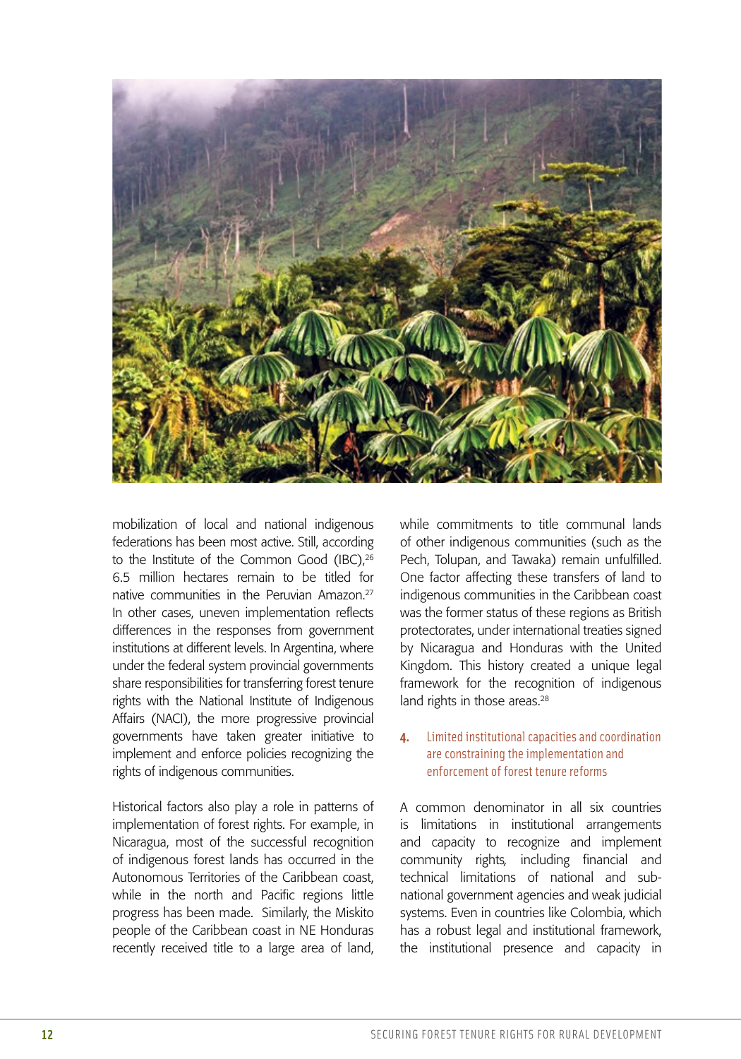mobilization of local and national indigenous federations has been most active. Still, according to the Institute of the Common Good (IBC),[26] 6.5 million hectares remain to be titled for native communities in the Peruvian Amazon.[27] In other cases, uneven implementation reflects differences in the responses from government institutions at different levels. In Argentina, where under the federal system provincial governments share responsibilities for transferring forest tenure rights with the National Institute of Indigenous Affairs (NACI), the more progressive provincial governments have taken greater initiative to implement and enforce policies recognizing the rights of indigenous communities.

Historical factors also play a role in patterns of implementation of forest rights. For example, in Nicaragua, most of the successful recognition of indigenous forest lands has occurred in the Autonomous Territories of the Caribbean coast, while in the north and Pacific regions little progress has been made. Similarly, the Miskito people of the Caribbean coast in NE Honduras recently received title to a large area of land, while commitments to title communal lands of other indigenous communities (such as the Pech, Tolupan, and Tawaka) remain unfulfilled. One factor affecting these transfers of land to indigenous communities in the Caribbean coast was the former status of these regions as British protectorates, under international treaties signed by Nicaragua and Honduras with the United Kingdom. This history created a unique legal framework for the recognition of indigenous land rights in those areas.[28]

### 4. Limited institutional capacities and coordination are constraining the implementation and enforcement of forest tenure reforms

A common denominator in all six countries is limitations in institutional arrangements and capacity to recognize and implement community rights, including financial and technical limitations of national and sub-national government agencies and weak judicial systems. Even in countries like Colombia, which has a robust legal and institutional framework, the institutional presence and capacity in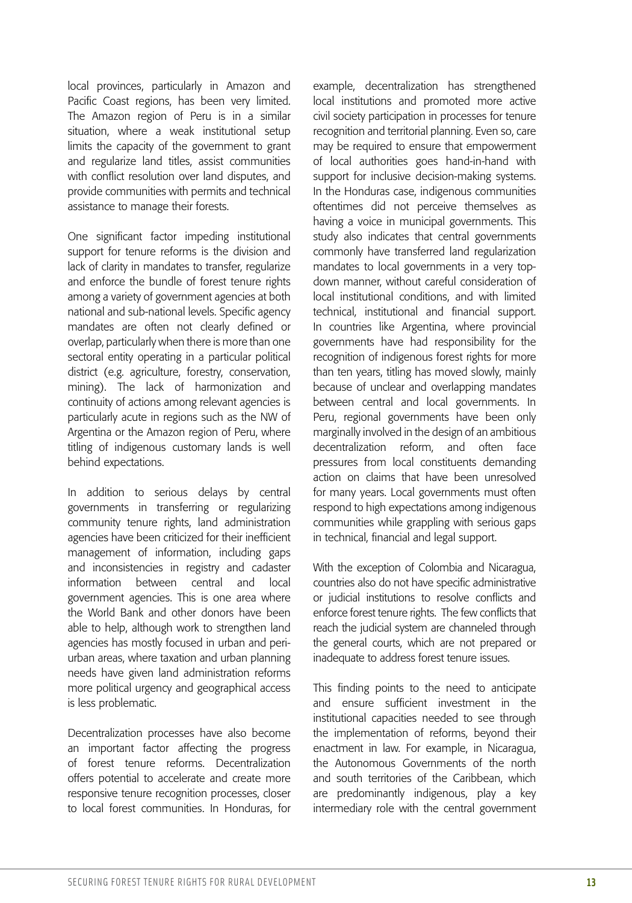local provinces, particularly in Amazon and Pacific Coast regions, has been very limited. The Amazon region of Peru is in a similar situation, where a weak institutional setup limits the capacity of the government to grant and regularize land titles, assist communities with conflict resolution over land disputes, and provide communities with permits and technical assistance to manage their forests.

One significant factor impeding institutional support for tenure reforms is the division and lack of clarity in mandates to transfer, regularize and enforce the bundle of forest tenure rights among a variety of government agencies at both national and sub-national levels. Specific agency mandates are often not clearly defined or overlap, particularly when there is more than one sectoral entity operating in a particular political district (e.g. agriculture, forestry, conservation, mining). The lack of harmonization and continuity of actions among relevant agencies is particularly acute in regions such as the NW of Argentina or the Amazon region of Peru, where titling of indigenous customary lands is well behind expectations.

In addition to serious delays by central governments in transferring or regularizing community tenure rights, land administration agencies have been criticized for their inefficient management of information, including gaps and inconsistencies in registry and cadaster information between central and local government agencies. This is one area where the World Bank and other donors have been able to help, although work to strengthen land agencies has mostly focused in urban and peri-urban areas, where taxation and urban planning needs have given land administration reforms more political urgency and geographical access is less problematic.

Decentralization processes have also become an important factor affecting the progress of forest tenure reforms. Decentralization offers potential to accelerate and create more responsive tenure recognition processes, closer to local forest communities. In Honduras, for example, decentralization has strengthened local institutions and promoted more active civil society participation in processes for tenure recognition and territorial planning. Even so, care may be required to ensure that empowerment of local authorities goes hand-in-hand with support for inclusive decision-making systems. In the Honduras case, indigenous communities oftentimes did not perceive themselves as having a voice in municipal governments. This study also indicates that central governments commonly have transferred land regularization mandates to local governments in a very top-down manner, without careful consideration of local institutional conditions, and with limited technical, institutional and financial support. In countries like Argentina, where provincial governments have had responsibility for the recognition of indigenous forest rights for more than ten years, titling has moved slowly, mainly because of unclear and overlapping mandates between central and local governments. In Peru, regional governments have been only marginally involved in the design of an ambitious decentralization reform, and often face pressures from local constituents demanding action on claims that have been unresolved for many years. Local governments must often respond to high expectations among indigenous communities while grappling with serious gaps in technical, financial and legal support.

With the exception of Colombia and Nicaragua, countries also do not have specific administrative or judicial institutions to resolve conflicts and enforce forest tenure rights. The few conflicts that reach the judicial system are channeled through the general courts, which are not prepared or inadequate to address forest tenure issues.

This finding points to the need to anticipate and ensure sufficient investment in the institutional capacities needed to see through the implementation of reforms, beyond their enactment in law. For example, in Nicaragua, the Autonomous Governments of the north and south territories of the Caribbean, which are predominantly indigenous, play a key intermediary role with the central government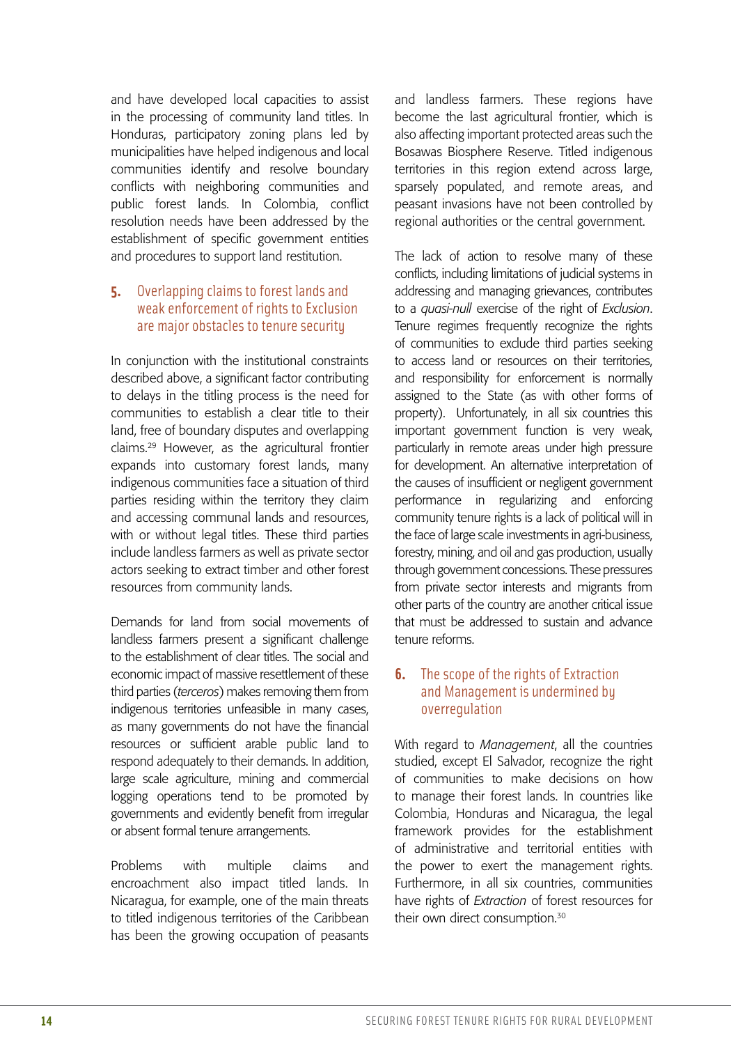and have developed local capacities to assist in the processing of community land titles. In Honduras, participatory zoning plans led by municipalities have helped indigenous and local communities identify and resolve boundary conflicts with neighboring communities and public forest lands. In Colombia, conflict resolution needs have been addressed by the establishment of specific government entities and procedures to support land restitution.

## 5. Overlapping claims to forest lands and weak enforcement of rights to Exclusion are major obstacles to tenure security

In conjunction with the institutional constraints described above, a significant factor contributing to delays in the titling process is the need for communities to establish a clear title to their land, free of boundary disputes and overlapping claims.[29] However, as the agricultural frontier expands into customary forest lands, many indigenous communities face a situation of third parties residing within the territory they claim and accessing communal lands and resources, with or without legal titles. These third parties include landless farmers as well as private sector actors seeking to extract timber and other forest resources from community lands.

Demands for land from social movements of landless farmers present a significant challenge to the establishment of clear titles. The social and economic impact of massive resettlement of these third parties (*terceros*) makes removing them from indigenous territories unfeasible in many cases, as many governments do not have the financial resources or sufficient arable public land to respond adequately to their demands. In addition, large scale agriculture, mining and commercial logging operations tend to be promoted by governments and evidently benefit from irregular or absent formal tenure arrangements.

Problems with multiple claims and encroachment also impact titled lands. In Nicaragua, for example, one of the main threats to titled indigenous territories of the Caribbean has been the growing occupation of peasants and landless farmers. These regions have become the last agricultural frontier, which is also affecting important protected areas such the Bosawas Biosphere Reserve. Titled indigenous territories in this region extend across large, sparsely populated, and remote areas, and peasant invasions have not been controlled by regional authorities or the central government.

The lack of action to resolve many of these conflicts, including limitations of judicial systems in addressing and managing grievances, contributes to a *quasi-null* exercise of the right of *Exclusion*. Tenure regimes frequently recognize the rights of communities to exclude third parties seeking to access land or resources on their territories, and responsibility for enforcement is normally assigned to the State (as with other forms of property). Unfortunately, in all six countries this important government function is very weak, particularly in remote areas under high pressure for development. An alternative interpretation of the causes of insufficient or negligent government performance in regularizing and enforcing community tenure rights is a lack of political will in the face of large scale investments in agri-business, forestry, mining, and oil and gas production, usually through government concessions. These pressures from private sector interests and migrants from other parts of the country are another critical issue that must be addressed to sustain and advance tenure reforms.

## 6. The scope of the rights of Extraction and Management is undermined by overregulation

With regard to *Management*, all the countries studied, except El Salvador, recognize the right of communities to make decisions on how to manage their forest lands. In countries like Colombia, Honduras and Nicaragua, the legal framework provides for the establishment of administrative and territorial entities with the power to exert the management rights. Furthermore, in all six countries, communities have rights of *Extraction* of forest resources for their own direct consumption.[30]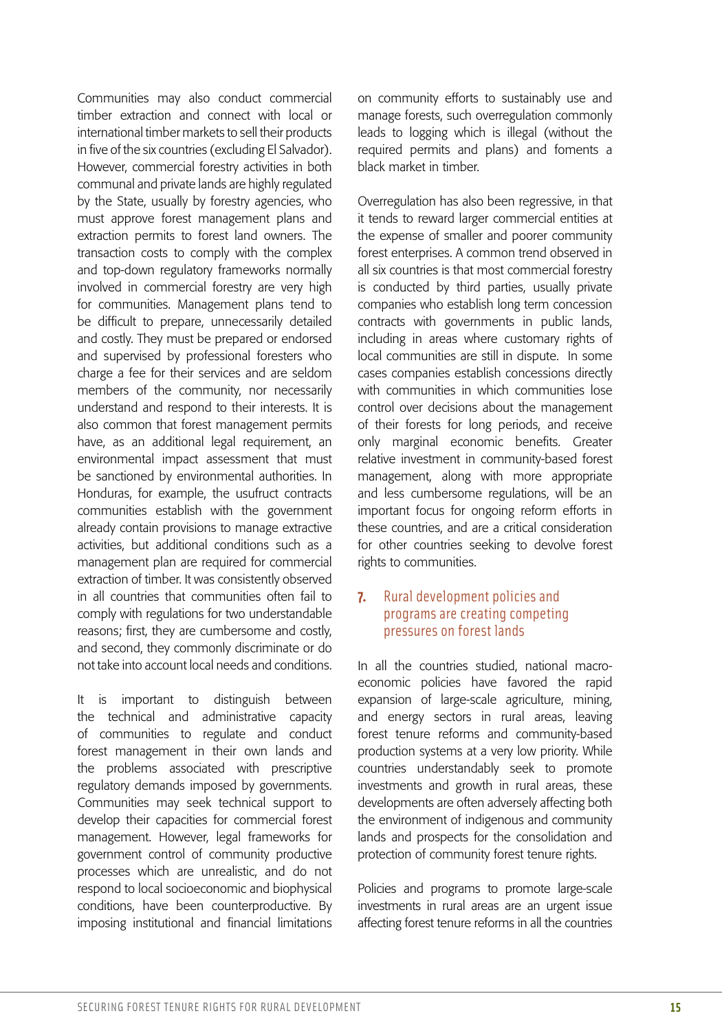Communities may also conduct commercial timber extraction and connect with local or international timber markets to sell their products in five of the six countries (excluding El Salvador). However, commercial forestry activities in both communal and private lands are highly regulated by the State, usually by forestry agencies, who must approve forest management plans and extraction permits to forest land owners. The transaction costs to comply with the complex and top-down regulatory frameworks normally involved in commercial forestry are very high for communities. Management plans tend to be difficult to prepare, unnecessarily detailed and costly. They must be prepared or endorsed and supervised by professional foresters who charge a fee for their services and are seldom members of the community, nor necessarily understand and respond to their interests. It is also common that forest management permits have, as an additional legal requirement, an environmental impact assessment that must be sanctioned by environmental authorities. In Honduras, for example, the usufruct contracts communities establish with the government already contain provisions to manage extractive activities, but additional conditions such as a management plan are required for commercial extraction of timber. It was consistently observed in all countries that communities often fail to comply with regulations for two understandable reasons; first, they are cumbersome and costly, and second, they commonly discriminate or do not take into account local needs and conditions.

It is important to distinguish between the technical and administrative capacity of communities to regulate and conduct forest management in their own lands and the problems associated with prescriptive regulatory demands imposed by governments. Communities may seek technical support to develop their capacities for commercial forest management. However, legal frameworks for government control of community productive processes which are unrealistic, and do not respond to local socioeconomic and biophysical conditions, have been counterproductive. By imposing institutional and financial limitations on community efforts to sustainably use and manage forests, such overregulation commonly leads to logging which is illegal (without the required permits and plans) and foments a black market in timber.

Overregulation has also been regressive, in that it tends to reward larger commercial entities at the expense of smaller and poorer community forest enterprises. A common trend observed in all six countries is that most commercial forestry is conducted by third parties, usually private companies who establish long term concession contracts with governments in public lands, including in areas where customary rights of local communities are still in dispute. In some cases companies establish concessions directly with communities in which communities lose control over decisions about the management of their forests for long periods, and receive only marginal economic benefits. Greater relative investment in community-based forest management, along with more appropriate and less cumbersome regulations, will be an important focus for ongoing reform efforts in these countries, and are a critical consideration for other countries seeking to devolve forest rights to communities.

## 7. Rural development policies and programs are creating competing pressures on forest lands

In all the countries studied, national macro-economic policies have favored the rapid expansion of large-scale agriculture, mining, and energy sectors in rural areas, leaving forest tenure reforms and community-based production systems at a very low priority. While countries understandably seek to promote investments and growth in rural areas, these developments are often adversely affecting both the environment of indigenous and community lands and prospects for the consolidation and protection of community forest tenure rights.

Policies and programs to promote large-scale investments in rural areas are an urgent issue affecting forest tenure reforms in all the countries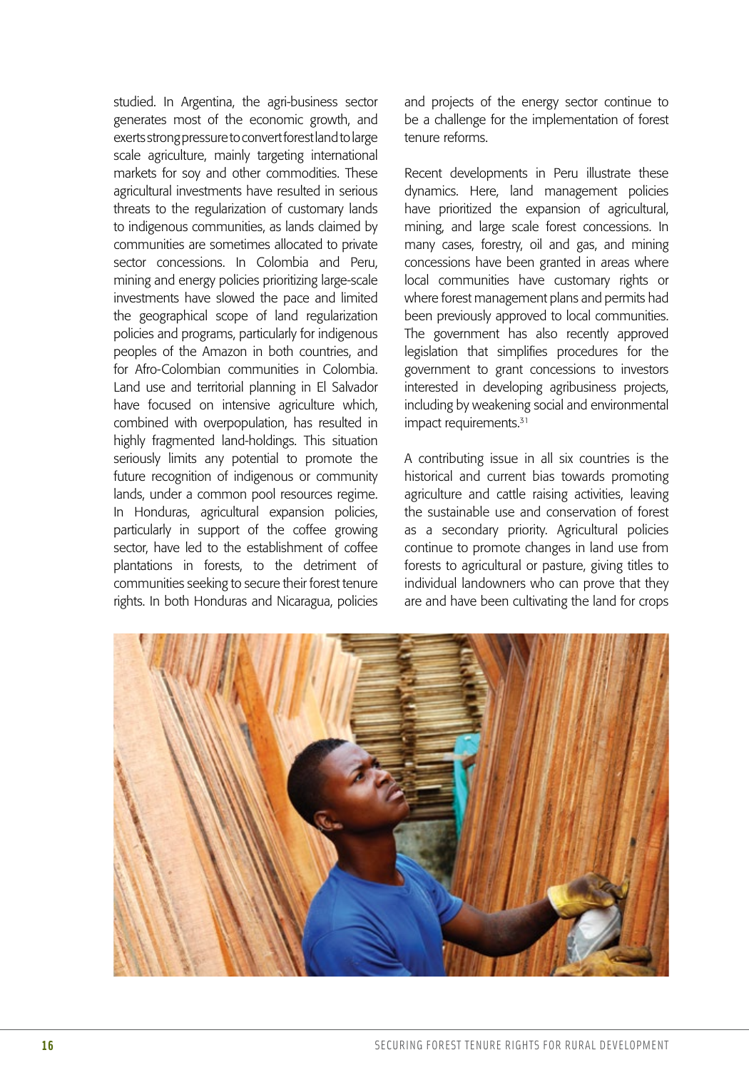studied. In Argentina, the agri-business sector generates most of the economic growth, and exerts strong pressure to convert forest land to large scale agriculture, mainly targeting international markets for soy and other commodities. These agricultural investments have resulted in serious threats to the regularization of customary lands to indigenous communities, as lands claimed by communities are sometimes allocated to private sector concessions. In Colombia and Peru, mining and energy policies prioritizing large-scale investments have slowed the pace and limited the geographical scope of land regularization policies and programs, particularly for indigenous peoples of the Amazon in both countries, and for Afro-Colombian communities in Colombia. Land use and territorial planning in El Salvador have focused on intensive agriculture which, combined with overpopulation, has resulted in highly fragmented land-holdings. This situation seriously limits any potential to promote the future recognition of indigenous or community lands, under a common pool resources regime. In Honduras, agricultural expansion policies, particularly in support of the coffee growing sector, have led to the establishment of coffee plantations in forests, to the detriment of communities seeking to secure their forest tenure rights. In both Honduras and Nicaragua, policies and projects of the energy sector continue to be a challenge for the implementation of forest tenure reforms.

Recent developments in Peru illustrate these dynamics. Here, land management policies have prioritized the expansion of agricultural, mining, and large scale forest concessions. In many cases, forestry, oil and gas, and mining concessions have been granted in areas where local communities have customary rights or where forest management plans and permits had been previously approved to local communities. The government has also recently approved legislation that simplifies procedures for the government to grant concessions to investors interested in developing agribusiness projects, including by weakening social and environmental impact requirements.[31]

A contributing issue in all six countries is the historical and current bias towards promoting agriculture and cattle raising activities, leaving the sustainable use and conservation of forest as a secondary priority. Agricultural policies continue to promote changes in land use from forests to agricultural or pasture, giving titles to individual landowners who can prove that they are and have been cultivating the land for crops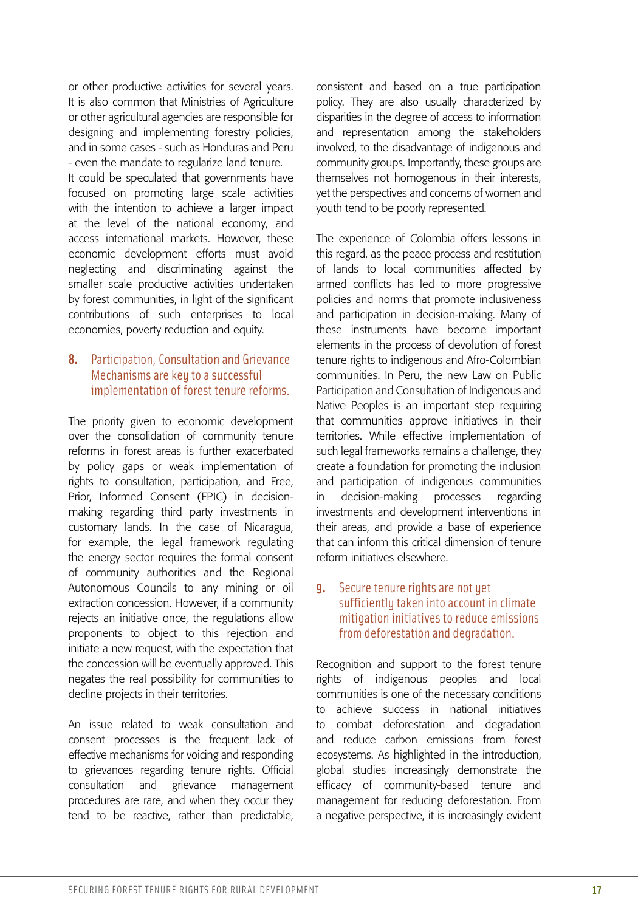or other productive activities for several years. It is also common that Ministries of Agriculture or other agricultural agencies are responsible for designing and implementing forestry policies, and in some cases - such as Honduras and Peru - even the mandate to regularize land tenure.

It could be speculated that governments have focused on promoting large scale activities with the intention to achieve a larger impact at the level of the national economy, and access international markets. However, these economic development efforts must avoid neglecting and discriminating against the smaller scale productive activities undertaken by forest communities, in light of the significant contributions of such enterprises to local economies, poverty reduction and equity.

## 8. Participation, Consultation and Grievance Mechanisms are key to a successful implementation of forest tenure reforms.

The priority given to economic development over the consolidation of community tenure reforms in forest areas is further exacerbated by policy gaps or weak implementation of rights to consultation, participation, and Free, Prior, Informed Consent (FPIC) in decision-making regarding third party investments in customary lands. In the case of Nicaragua, for example, the legal framework regulating the energy sector requires the formal consent of community authorities and the Regional Autonomous Councils to any mining or oil extraction concession. However, if a community rejects an initiative once, the regulations allow proponents to object to this rejection and initiate a new request, with the expectation that the concession will be eventually approved. This negates the real possibility for communities to decline projects in their territories.

An issue related to weak consultation and consent processes is the frequent lack of effective mechanisms for voicing and responding to grievances regarding tenure rights. Official consultation and grievance management procedures are rare, and when they occur they tend to be reactive, rather than predictable, consistent and based on a true participation policy. They are also usually characterized by disparities in the degree of access to information and representation among the stakeholders involved, to the disadvantage of indigenous and community groups. Importantly, these groups are themselves not homogenous in their interests, yet the perspectives and concerns of women and youth tend to be poorly represented.

The experience of Colombia offers lessons in this regard, as the peace process and restitution of lands to local communities affected by armed conflicts has led to more progressive policies and norms that promote inclusiveness and participation in decision-making. Many of these instruments have become important elements in the process of devolution of forest tenure rights to indigenous and Afro-Colombian communities. In Peru, the new Law on Public Participation and Consultation of Indigenous and Native Peoples is an important step requiring that communities approve initiatives in their territories. While effective implementation of such legal frameworks remains a challenge, they create a foundation for promoting the inclusion and participation of indigenous communities in decision-making processes regarding investments and development interventions in their areas, and provide a base of experience that can inform this critical dimension of tenure reform initiatives elsewhere.

## 9. Secure tenure rights are not yet sufficiently taken into account in climate mitigation initiatives to reduce emissions from deforestation and degradation.

Recognition and support to the forest tenure rights of indigenous peoples and local communities is one of the necessary conditions to achieve success in national initiatives to combat deforestation and degradation and reduce carbon emissions from forest ecosystems. As highlighted in the introduction, global studies increasingly demonstrate the efficacy of community-based tenure and management for reducing deforestation. From a negative perspective, it is increasingly evident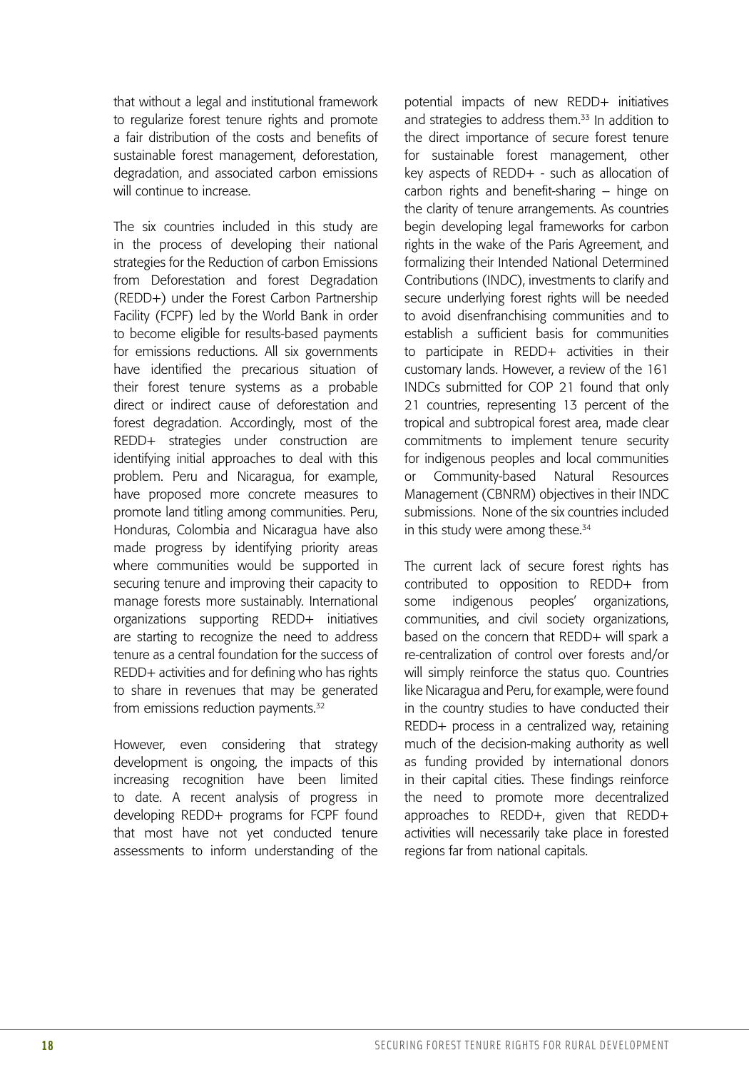that without a legal and institutional framework to regularize forest tenure rights and promote a fair distribution of the costs and benefits of sustainable forest management, deforestation, degradation, and associated carbon emissions will continue to increase.

The six countries included in this study are in the process of developing their national strategies for the Reduction of carbon Emissions from Deforestation and forest Degradation (REDD+) under the Forest Carbon Partnership Facility (FCPF) led by the World Bank in order to become eligible for results-based payments for emissions reductions. All six governments have identified the precarious situation of their forest tenure systems as a probable direct or indirect cause of deforestation and forest degradation. Accordingly, most of the REDD+ strategies under construction are identifying initial approaches to deal with this problem. Peru and Nicaragua, for example, have proposed more concrete measures to promote land titling among communities. Peru, Honduras, Colombia and Nicaragua have also made progress by identifying priority areas where communities would be supported in securing tenure and improving their capacity to manage forests more sustainably. International organizations supporting REDD+ initiatives are starting to recognize the need to address tenure as a central foundation for the success of REDD+ activities and for defining who has rights to share in revenues that may be generated from emissions reduction payments.[32]

However, even considering that strategy development is ongoing, the impacts of this increasing recognition have been limited to date. A recent analysis of progress in developing REDD+ programs for FCPF found that most have not yet conducted tenure assessments to inform understanding of the potential impacts of new REDD+ initiatives and strategies to address them.[33] In addition to the direct importance of secure forest tenure for sustainable forest management, other key aspects of REDD+ - such as allocation of carbon rights and benefit-sharing – hinge on the clarity of tenure arrangements. As countries begin developing legal frameworks for carbon rights in the wake of the Paris Agreement, and formalizing their Intended National Determined Contributions (INDC), investments to clarify and secure underlying forest rights will be needed to avoid disenfranchising communities and to establish a sufficient basis for communities to participate in REDD+ activities in their customary lands. However, a review of the 161 INDCs submitted for COP 21 found that only 21 countries, representing 13 percent of the tropical and subtropical forest area, made clear commitments to implement tenure security for indigenous peoples and local communities or Community-based Natural Resources Management (CBNRM) objectives in their INDC submissions. None of the six countries included in this study were among these.[34]

The current lack of secure forest rights has contributed to opposition to REDD+ from some indigenous peoples' organizations, communities, and civil society organizations, based on the concern that REDD+ will spark a re-centralization of control over forests and/or will simply reinforce the status quo. Countries like Nicaragua and Peru, for example, were found in the country studies to have conducted their REDD+ process in a centralized way, retaining much of the decision-making authority as well as funding provided by international donors in their capital cities. These findings reinforce the need to promote more decentralized approaches to REDD+, given that REDD+ activities will necessarily take place in forested regions far from national capitals.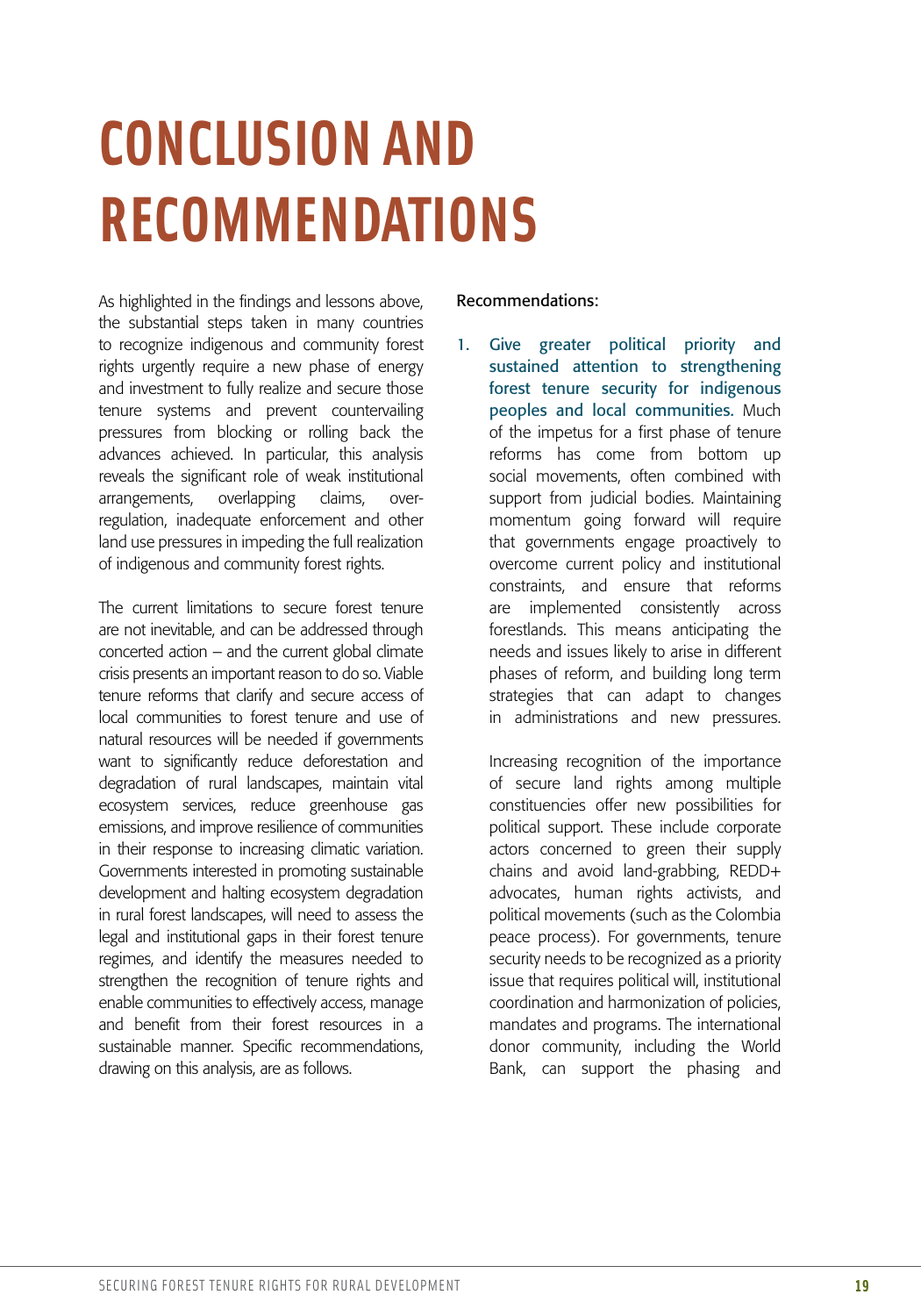# CONCLUSION AND RECOMMENDATIONS

As highlighted in the findings and lessons above, the substantial steps taken in many countries to recognize indigenous and community forest rights urgently require a new phase of energy and investment to fully realize and secure those tenure systems and prevent countervailing pressures from blocking or rolling back the advances achieved. In particular, this analysis reveals the significant role of weak institutional arrangements, overlapping claims, over-regulation, inadequate enforcement and other land use pressures in impeding the full realization of indigenous and community forest rights.

The current limitations to secure forest tenure are not inevitable, and can be addressed through concerted action – and the current global climate crisis presents an important reason to do so. Viable tenure reforms that clarify and secure access of local communities to forest tenure and use of natural resources will be needed if governments want to significantly reduce deforestation and degradation of rural landscapes, maintain vital ecosystem services, reduce greenhouse gas emissions, and improve resilience of communities in their response to increasing climatic variation. Governments interested in promoting sustainable development and halting ecosystem degradation in rural forest landscapes, will need to assess the legal and institutional gaps in their forest tenure regimes, and identify the measures needed to strengthen the recognition of tenure rights and enable communities to effectively access, manage and benefit from their forest resources in a sustainable manner. Specific recommendations, drawing on this analysis, are as follows.

Recommendations:

1. **Give greater political priority and sustained attention to strengthening forest tenure security for indigenous peoples and local communities.** Much of the impetus for a first phase of tenure reforms has come from bottom up social movements, often combined with support from judicial bodies. Maintaining momentum going forward will require that governments engage proactively to overcome current policy and institutional constraints, and ensure that reforms are implemented consistently across forestlands. This means anticipating the needs and issues likely to arise in different phases of reform, and building long term strategies that can adapt to changes in administrations and new pressures.

   Increasing recognition of the importance of secure land rights among multiple constituencies offer new possibilities for political support. These include corporate actors concerned to green their supply chains and avoid land-grabbing, REDD+ advocates, human rights activists, and political movements (such as the Colombia peace process). For governments, tenure security needs to be recognized as a priority issue that requires political will, institutional coordination and harmonization of policies, mandates and programs. The international donor community, including the World Bank, can support the phasing and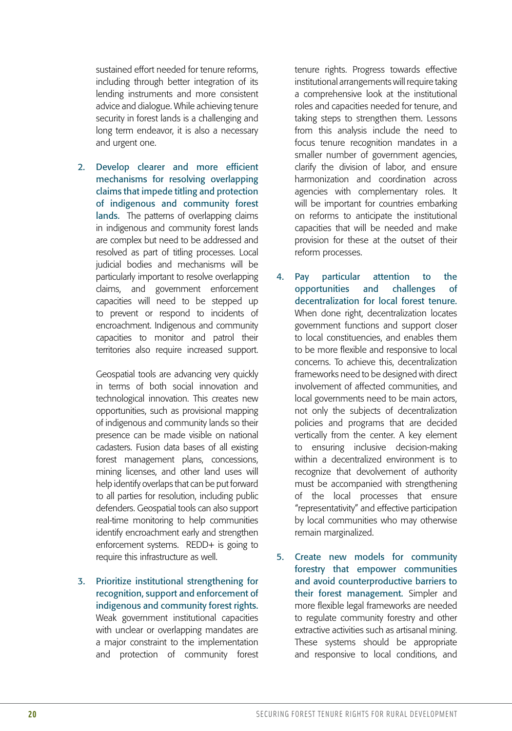sustained effort needed for tenure reforms, including through better integration of its lending instruments and more consistent advice and dialogue. While achieving tenure security in forest lands is a challenging and long term endeavor, it is also a necessary and urgent one.

2. **Develop clearer and more efficient mechanisms for resolving overlapping claims that impede titling and protection of indigenous and community forest lands.** The patterns of overlapping claims in indigenous and community forest lands are complex but need to be addressed and resolved as part of titling processes. Local judicial bodies and mechanisms will be particularly important to resolve overlapping claims, and government enforcement capacities will need to be stepped up to prevent or respond to incidents of encroachment. Indigenous and community capacities to monitor and patrol their territories also require increased support.

   Geospatial tools are advancing very quickly in terms of both social innovation and technological innovation. This creates new opportunities, such as provisional mapping of indigenous and community lands so their presence can be made visible on national cadasters. Fusion data bases of all existing forest management plans, concessions, mining licenses, and other land uses will help identify overlaps that can be put forward to all parties for resolution, including public defenders. Geospatial tools can also support real-time monitoring to help communities identify encroachment early and strengthen enforcement systems. REDD+ is going to require this infrastructure as well.

3. **Prioritize institutional strengthening for recognition, support and enforcement of indigenous and community forest rights.** Weak government institutional capacities with unclear or overlapping mandates are a major constraint to the implementation and protection of community forest tenure rights. Progress towards effective institutional arrangements will require taking a comprehensive look at the institutional roles and capacities needed for tenure, and taking steps to strengthen them. Lessons from this analysis include the need to focus tenure recognition mandates in a smaller number of government agencies, clarify the division of labor, and ensure harmonization and coordination across agencies with complementary roles. It will be important for countries embarking on reforms to anticipate the institutional capacities that will be needed and make provision for these at the outset of their reform processes.

4. **Pay particular attention to the opportunities and challenges of decentralization for local forest tenure.** When done right, decentralization locates government functions and support closer to local constituencies, and enables them to be more flexible and responsive to local concerns. To achieve this, decentralization frameworks need to be designed with direct involvement of affected communities, and local governments need to be main actors, not only the subjects of decentralization policies and programs that are decided vertically from the center. A key element to ensuring inclusive decision-making within a decentralized environment is to recognize that devolvement of authority must be accompanied with strengthening of the local processes that ensure "representativity" and effective participation by local communities who may otherwise remain marginalized.

5. **Create new models for community forestry that empower communities and avoid counterproductive barriers to their forest management.** Simpler and more flexible legal frameworks are needed to regulate community forestry and other extractive activities such as artisanal mining. These systems should be appropriate and responsive to local conditions, and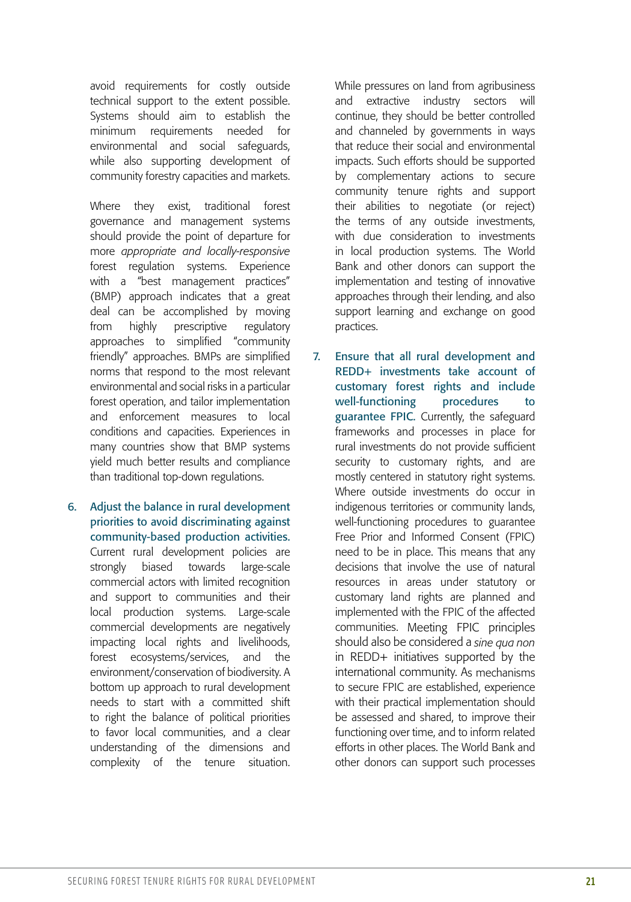avoid requirements for costly outside technical support to the extent possible. Systems should aim to establish the minimum requirements needed for environmental and social safeguards, while also supporting development of community forestry capacities and markets.

Where they exist, traditional forest governance and management systems should provide the point of departure for more *appropriate and locally-responsive* forest regulation systems. Experience with a "best management practices" (BMP) approach indicates that a great deal can be accomplished by moving from highly prescriptive regulatory approaches to simplified "community friendly" approaches. BMPs are simplified norms that respond to the most relevant environmental and social risks in a particular forest operation, and tailor implementation and enforcement measures to local conditions and capacities. Experiences in many countries show that BMP systems yield much better results and compliance than traditional top-down regulations.

6. **Adjust the balance in rural development priorities to avoid discriminating against community-based production activities.** Current rural development policies are strongly biased towards large-scale commercial actors with limited recognition and support to communities and their local production systems. Large-scale commercial developments are negatively impacting local rights and livelihoods, forest ecosystems/services, and the environment/conservation of biodiversity. A bottom up approach to rural development needs to start with a committed shift to right the balance of political priorities to favor local communities, and a clear understanding of the dimensions and complexity of the tenure situation. While pressures on land from agribusiness and extractive industry sectors will continue, they should be better controlled and channeled by governments in ways that reduce their social and environmental impacts. Such efforts should be supported by complementary actions to secure community tenure rights and support their abilities to negotiate (or reject) the terms of any outside investments, with due consideration to investments in local production systems. The World Bank and other donors can support the implementation and testing of innovative approaches through their lending, and also support learning and exchange on good practices.

7. **Ensure that all rural development and REDD+ investments take account of customary forest rights and include well-functioning procedures to guarantee FPIC.** Currently, the safeguard frameworks and processes in place for rural investments do not provide sufficient security to customary rights, and are mostly centered in statutory right systems. Where outside investments do occur in indigenous territories or community lands, well-functioning procedures to guarantee Free Prior and Informed Consent (FPIC) need to be in place. This means that any decisions that involve the use of natural resources in areas under statutory or customary land rights are planned and implemented with the FPIC of the affected communities. Meeting FPIC principles should also be considered a *sine qua non* in REDD+ initiatives supported by the international community. As mechanisms to secure FPIC are established, experience with their practical implementation should be assessed and shared, to improve their functioning over time, and to inform related efforts in other places. The World Bank and other donors can support such processes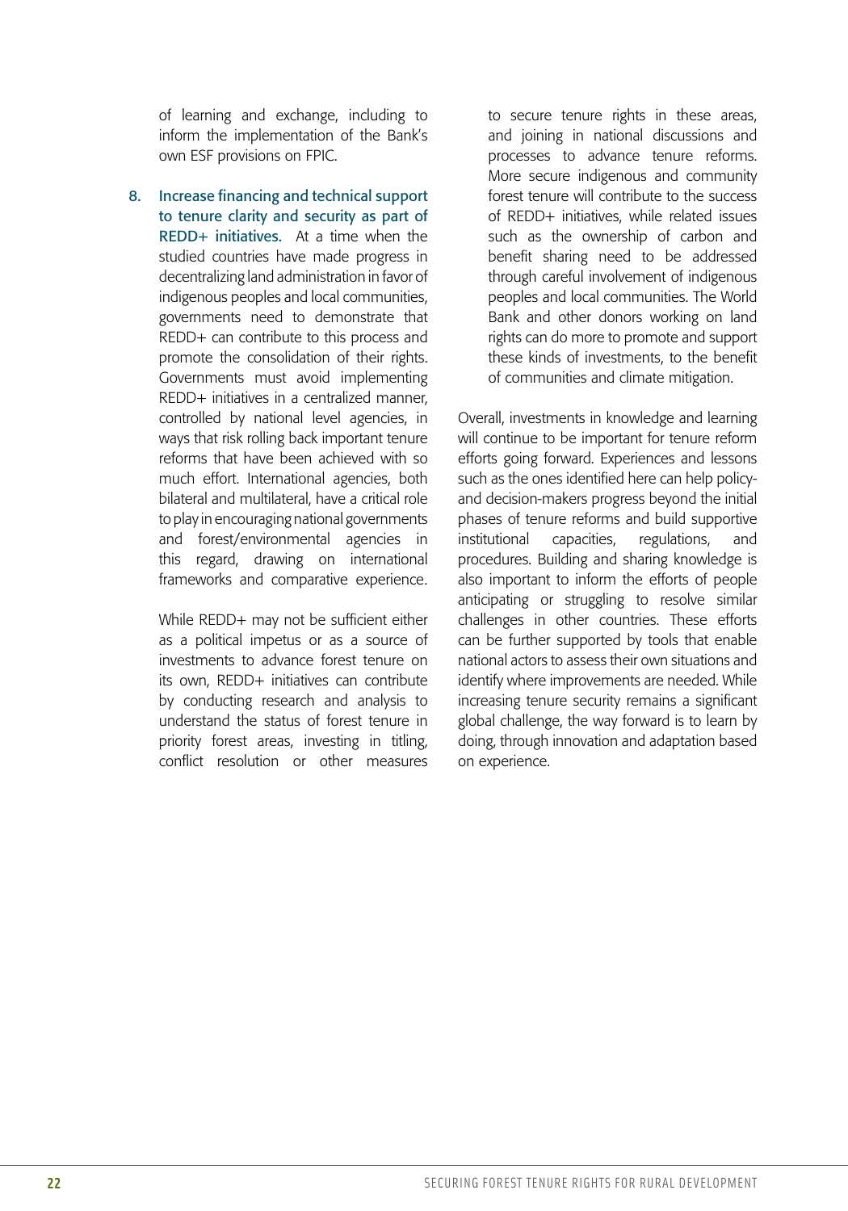of learning and exchange, including to inform the implementation of the Bank's own ESF provisions on FPIC.

8. **Increase financing and technical support to tenure clarity and security as part of REDD+ initiatives.** At a time when the studied countries have made progress in decentralizing land administration in favor of indigenous peoples and local communities, governments need to demonstrate that REDD+ can contribute to this process and promote the consolidation of their rights. Governments must avoid implementing REDD+ initiatives in a centralized manner, controlled by national level agencies, in ways that risk rolling back important tenure reforms that have been achieved with so much effort. International agencies, both bilateral and multilateral, have a critical role to play in encouraging national governments and forest/environmental agencies in this regard, drawing on international frameworks and comparative experience.

   While REDD+ may not be sufficient either as a political impetus or as a source of investments to advance forest tenure on its own, REDD+ initiatives can contribute by conducting research and analysis to understand the status of forest tenure in priority forest areas, investing in titling, conflict resolution or other measures to secure tenure rights in these areas, and joining in national discussions and processes to advance tenure reforms. More secure indigenous and community forest tenure will contribute to the success of REDD+ initiatives, while related issues such as the ownership of carbon and benefit sharing need to be addressed through careful involvement of indigenous peoples and local communities. The World Bank and other donors working on land rights can do more to promote and support these kinds of investments, to the benefit of communities and climate mitigation.

Overall, investments in knowledge and learning will continue to be important for tenure reform efforts going forward. Experiences and lessons such as the ones identified here can help policy- and decision-makers progress beyond the initial phases of tenure reforms and build supportive institutional capacities, regulations, and procedures. Building and sharing knowledge is also important to inform the efforts of people anticipating or struggling to resolve similar challenges in other countries. These efforts can be further supported by tools that enable national actors to assess their own situations and identify where improvements are needed. While increasing tenure security remains a significant global challenge, the way forward is to learn by doing, through innovation and adaptation based on experience.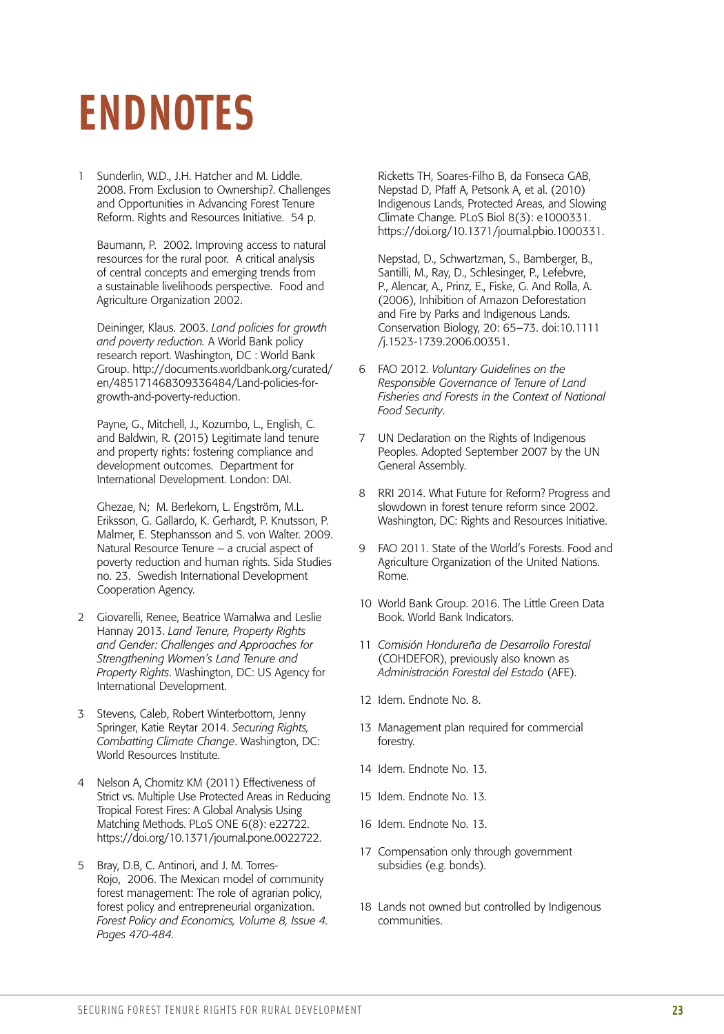# ENDNOTES

1. Sunderlin, W.D., J.H. Hatcher and M. Liddle. 2008. From Exclusion to Ownership?. Challenges and Opportunities in Advancing Forest Tenure Reform. Rights and Resources Initiative. 54 p.

   Baumann, P. 2002. Improving access to natural resources for the rural poor. A critical analysis of central concepts and emerging trends from a sustainable livelihoods perspective. Food and Agriculture Organization 2002.

   Deininger, Klaus. 2003. *Land policies for growth and poverty reduction.* A World Bank policy research report. Washington, DC : World Bank Group. http://documents.worldbank.org/curated/en/485171468309336484/Land-policies-for-growth-and-poverty-reduction.

   Payne, G., Mitchell, J., Kozumbo, L., English, C. and Baldwin, R. (2015) Legitimate land tenure and property rights: fostering compliance and development outcomes. Department for International Development. London: DAI.

   Ghezae, N; M. Berlekom, L. Engström, M.L. Eriksson, G. Gallardo, K. Gerhardt, P. Knutsson, P. Malmer, E. Stephansson and S. von Walter. 2009. Natural Resource Tenure – a crucial aspect of poverty reduction and human rights. Sida Studies no. 23. Swedish International Development Cooperation Agency.

2. Giovarelli, Renee, Beatrice Wamalwa and Leslie Hannay 2013. *Land Tenure, Property Rights and Gender: Challenges and Approaches for Strengthening Women's Land Tenure and Property Rights*. Washington, DC: US Agency for International Development.

3. Stevens, Caleb, Robert Winterbottom, Jenny Springer, Katie Reytar 2014. *Securing Rights, Combatting Climate Change*. Washington, DC: World Resources Institute.

4. Nelson A, Chomitz KM (2011) Effectiveness of Strict vs. Multiple Use Protected Areas in Reducing Tropical Forest Fires: A Global Analysis Using Matching Methods. PLoS ONE 6(8): e22722. https://doi.org/10.1371/journal.pone.0022722.

5. Bray, D.B, C. Antinori, and J. M. Torres-Rojo, 2006. The Mexican model of community forest management: The role of agrarian policy, forest policy and entrepreneurial organization. *Forest Policy and Economics, Volume 8, Issue 4. Pages 470-484.*

   Ricketts TH, Soares-Filho B, da Fonseca GAB, Nepstad D, Pfaff A, Petsonk A, et al. (2010) Indigenous Lands, Protected Areas, and Slowing Climate Change. PLoS Biol 8(3): e1000331. https://doi.org/10.1371/journal.pbio.1000331.

   Nepstad, D., Schwartzman, S., Bamberger, B., Santilli, M., Ray, D., Schlesinger, P., Lefebvre, P., Alencar, A., Prinz, E., Fiske, G. And Rolla, A. (2006), Inhibition of Amazon Deforestation and Fire by Parks and Indigenous Lands. Conservation Biology, 20: 65–73. doi:10.1111/j.1523-1739.2006.00351.

6. FAO 2012. *Voluntary Guidelines on the Responsible Governance of Tenure of Land Fisheries and Forests in the Context of National Food Security*.

7. UN Declaration on the Rights of Indigenous Peoples. Adopted September 2007 by the UN General Assembly.

8. RRI 2014. What Future for Reform? Progress and slowdown in forest tenure reform since 2002. Washington, DC: Rights and Resources Initiative.

9. FAO 2011. State of the World's Forests. Food and Agriculture Organization of the United Nations. Rome.

10. World Bank Group. 2016. The Little Green Data Book. World Bank Indicators.

11. *Comisión Hondureña de Desarrollo Forestal* (COHDEFOR), previously also known as *Administración Forestal del Estado* (AFE).

12. Idem. Endnote No. 8.

13. Management plan required for commercial forestry.

14. Idem. Endnote No. 13.

15. Idem. Endnote No. 13.

16. Idem. Endnote No. 13.

17. Compensation only through government subsidies (e.g. bonds).

18. Lands not owned but controlled by Indigenous communities.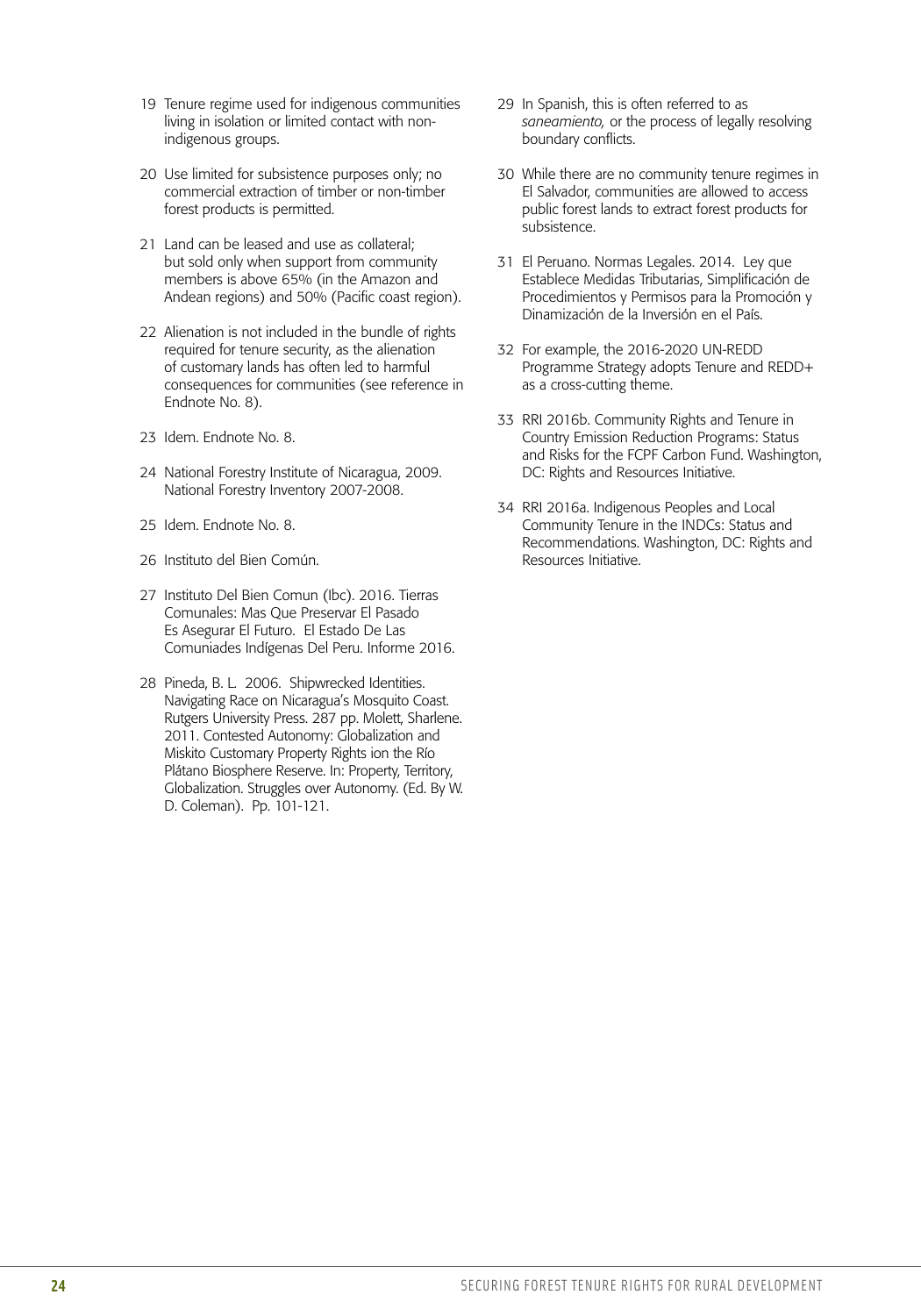19 Tenure regime used for indigenous communities living in isolation or limited contact with non-indigenous groups.

20 Use limited for subsistence purposes only; no commercial extraction of timber or non-timber forest products is permitted.

21 Land can be leased and use as collateral; but sold only when support from community members is above 65% (in the Amazon and Andean regions) and 50% (Pacific coast region).

22 Alienation is not included in the bundle of rights required for tenure security, as the alienation of customary lands has often led to harmful consequences for communities (see reference in Endnote No. 8).

23 Idem. Endnote No. 8.

24 National Forestry Institute of Nicaragua, 2009. National Forestry Inventory 2007-2008.

25 Idem. Endnote No. 8.

26 Instituto del Bien Común.

27 Instituto Del Bien Comun (Ibc). 2016. Tierras Comunales: Mas Que Preservar El Pasado Es Asegurar El Futuro. El Estado De Las Comuniades Indígenas Del Peru. Informe 2016.

28 Pineda, B. L. 2006. Shipwrecked Identities. Navigating Race on Nicaragua's Mosquito Coast. Rutgers University Press. 287 pp. Molett, Sharlene. 2011. Contested Autonomy: Globalization and Miskito Customary Property Rights ion the Río Plátano Biosphere Reserve. In: Property, Territory, Globalization. Struggles over Autonomy. (Ed. By W. D. Coleman). Pp. 101-121.

29 In Spanish, this is often referred to as *saneamiento,* or the process of legally resolving boundary conflicts.

30 While there are no community tenure regimes in El Salvador, communities are allowed to access public forest lands to extract forest products for subsistence.

31 El Peruano. Normas Legales. 2014. Ley que Establece Medidas Tributarias, Simplificación de Procedimientos y Permisos para la Promoción y Dinamización de la Inversión en el País.

32 For example, the 2016-2020 UN-REDD Programme Strategy adopts Tenure and REDD+ as a cross-cutting theme.

33 RRI 2016b. Community Rights and Tenure in Country Emission Reduction Programs: Status and Risks for the FCPF Carbon Fund. Washington, DC: Rights and Resources Initiative.

34 RRI 2016a. Indigenous Peoples and Local Community Tenure in the INDCs: Status and Recommendations. Washington, DC: Rights and Resources Initiative.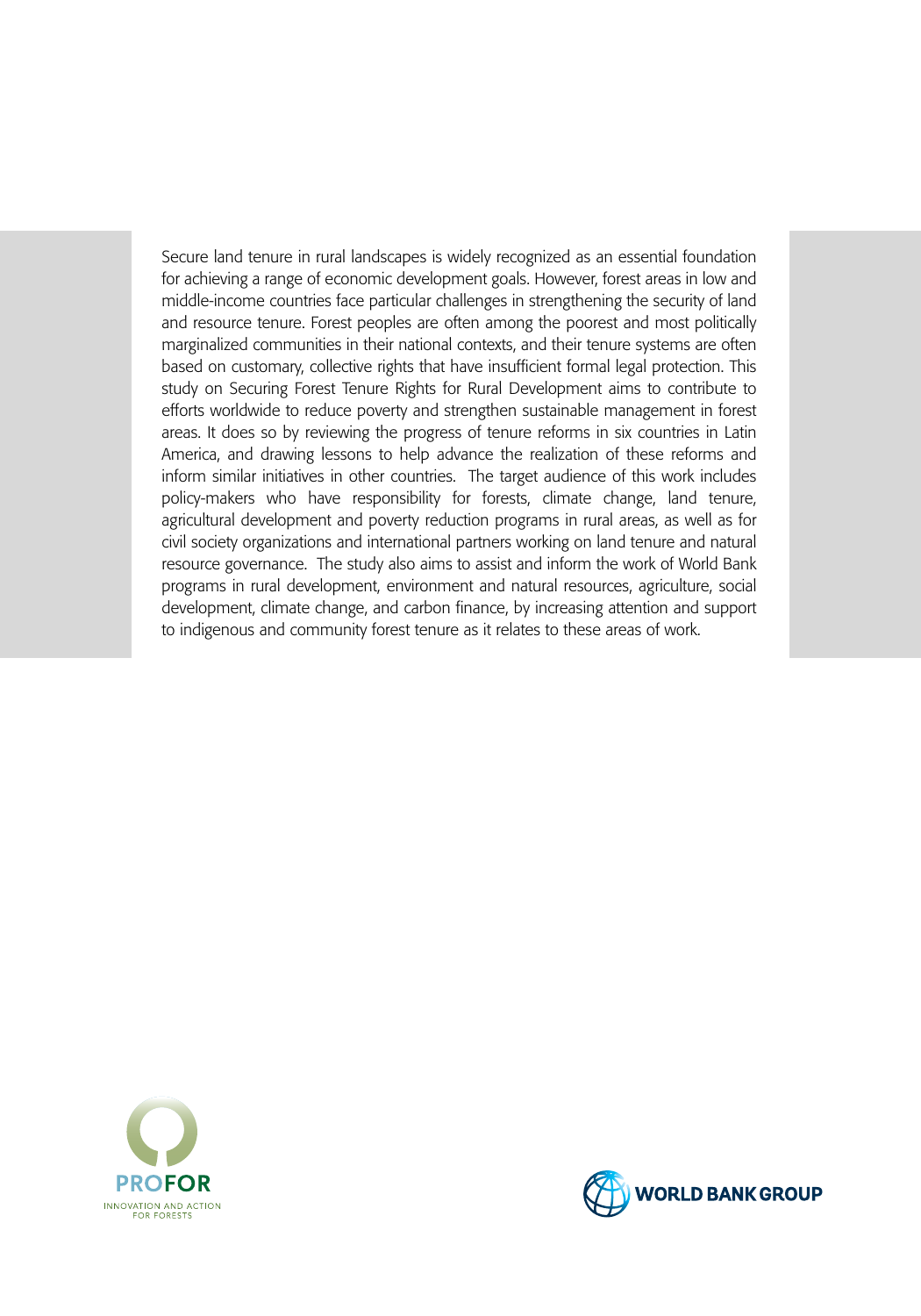Secure land tenure in rural landscapes is widely recognized as an essential foundation for achieving a range of economic development goals. However, forest areas in low and middle-income countries face particular challenges in strengthening the security of land and resource tenure. Forest peoples are often among the poorest and most politically marginalized communities in their national contexts, and their tenure systems are often based on customary, collective rights that have insufficient formal legal protection. This study on Securing Forest Tenure Rights for Rural Development aims to contribute to efforts worldwide to reduce poverty and strengthen sustainable management in forest areas. It does so by reviewing the progress of tenure reforms in six countries in Latin America, and drawing lessons to help advance the realization of these reforms and inform similar initiatives in other countries. The target audience of this work includes policy-makers who have responsibility for forests, climate change, land tenure, agricultural development and poverty reduction programs in rural areas, as well as for civil society organizations and international partners working on land tenure and natural resource governance. The study also aims to assist and inform the work of World Bank programs in rural development, environment and natural resources, agriculture, social development, climate change, and carbon finance, by increasing attention and support to indigenous and community forest tenure as it relates to these areas of work.

PROFOR
INNOVATION AND ACTION FOR FORESTS

WORLD BANK GROUP